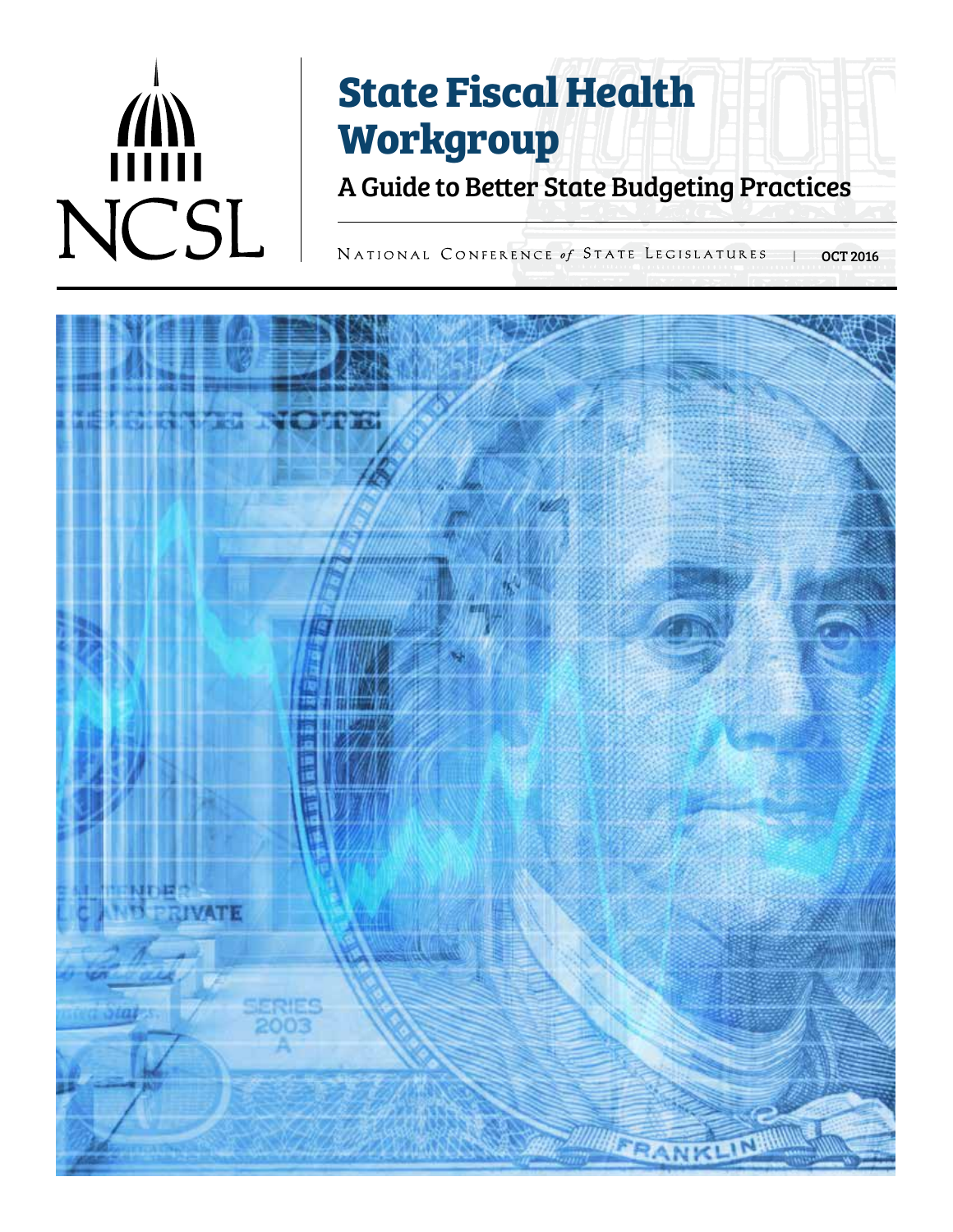NCSL

# State Fiscal Health Workgroup

## A Guide to Better State Budgeting Practices

NATIONAL CONFERENCE *of* STATE LEGISLATURES | OCT 2016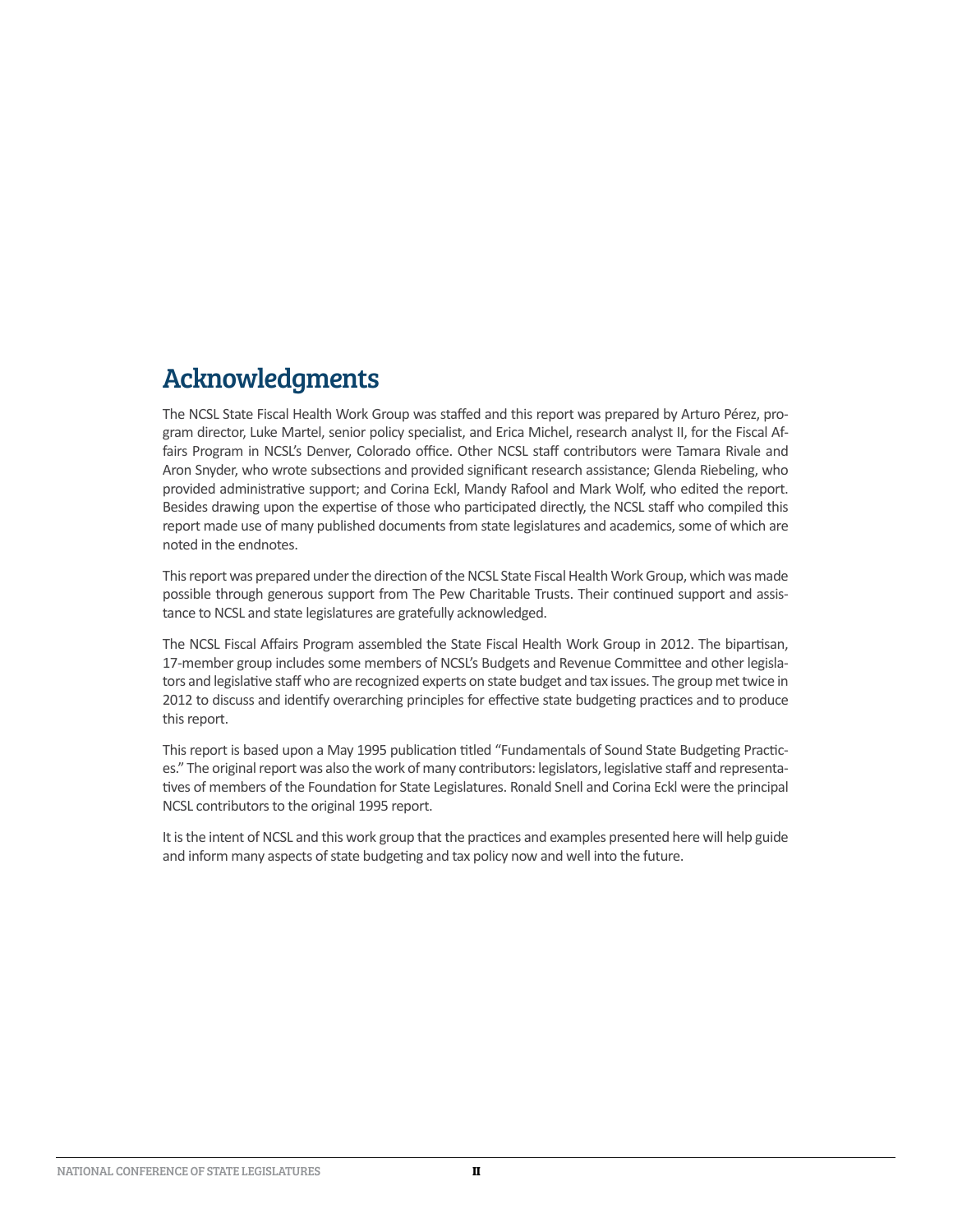# Acknowledgments

The NCSL State Fiscal Health Work Group was staffed and this report was prepared by Arturo Pérez, program director, Luke Martel, senior policy specialist, and Erica Michel, research analyst II, for the Fiscal Affairs Program in NCSL's Denver, Colorado office. Other NCSL staff contributors were Tamara Rivale and Aron Snyder, who wrote subsections and provided significant research assistance; Glenda Riebeling, who provided administrative support; and Corina Eckl, Mandy Rafool and Mark Wolf, who edited the report. Besides drawing upon the expertise of those who participated directly, the NCSL staff who compiled this report made use of many published documents from state legislatures and academics, some of which are noted in the endnotes.

This report was prepared under the direction of the NCSL State Fiscal Health Work Group, which was made possible through generous support from The Pew Charitable Trusts. Their continued support and assistance to NCSL and state legislatures are gratefully acknowledged.

The NCSL Fiscal Affairs Program assembled the State Fiscal Health Work Group in 2012. The bipartisan, 17-member group includes some members of NCSL's Budgets and Revenue Committee and other legislators and legislative staff who are recognized experts on state budget and tax issues. The group met twice in 2012 to discuss and identify overarching principles for effective state budgeting practices and to produce this report.

This report is based upon a May 1995 publication titled "Fundamentals of Sound State Budgeting Practices." The original report was also the work of many contributors: legislators, legislative staff and representatives of members of the Foundation for State Legislatures. Ronald Snell and Corina Eckl were the principal NCSL contributors to the original 1995 report.

It is the intent of NCSL and this work group that the practices and examples presented here will help guide and inform many aspects of state budgeting and tax policy now and well into the future.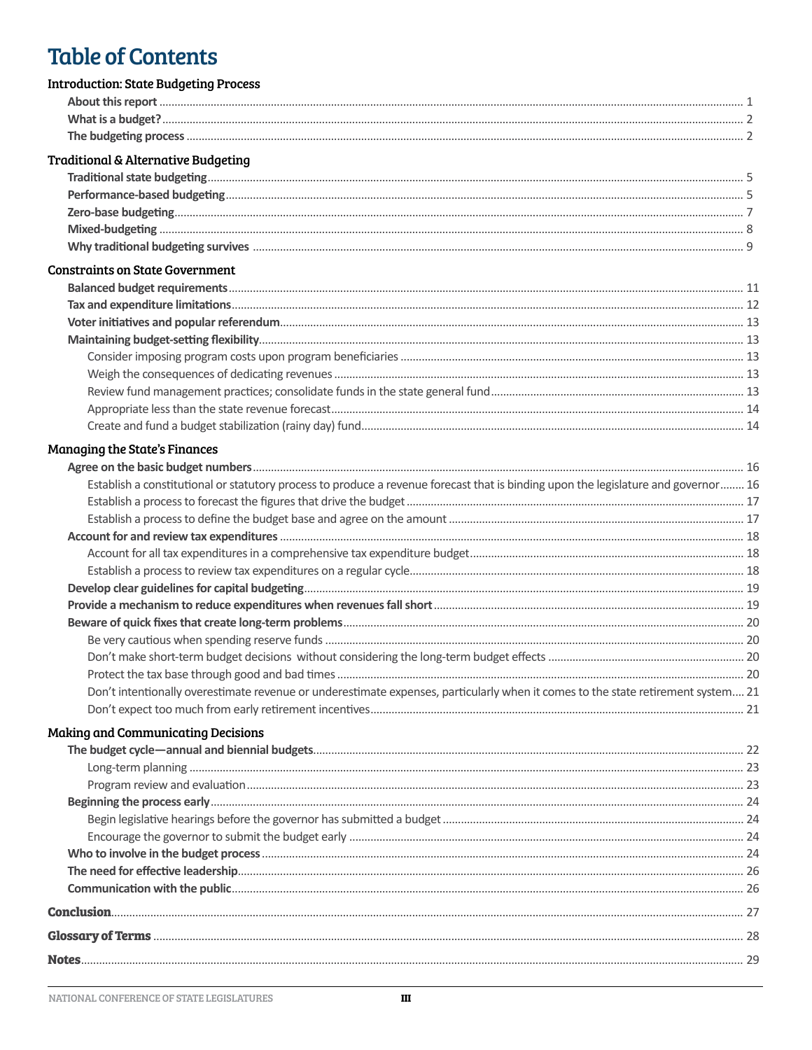# Table of Contents

**Introduction: State Budgeting Process**

- **About this report** ..... 1
- **What is a budget?** ..... 2
- **The budgeting process** ..... 2

**Traditional & Alternative Budgeting**

- **Traditional state budgeting** ..... 5
- **Performance-based budgeting** ..... 5
- **Zero-base budgeting** ..... 7
- **Mixed-budgeting** ..... 8
- **Why traditional budgeting survives** ..... 9

**Constraints on State Government**

- **Balanced budget requirements** ..... 11
- **Tax and expenditure limitations** ..... 12
- **Voter initiatives and popular referendum** ..... 13
- **Maintaining budget-setting flexibility** ..... 13
  - Consider imposing program costs upon program beneficiaries ..... 13
  - Weigh the consequences of dedicating revenues ..... 13
  - Review fund management practices; consolidate funds in the state general fund ..... 13
  - Appropriate less than the state revenue forecast ..... 14
  - Create and fund a budget stabilization (rainy day) fund ..... 14

**Managing the State's Finances**

- **Agree on the basic budget numbers** ..... 16
  - Establish a constitutional or statutory process to produce a revenue forecast that is binding upon the legislature and governor ..... 16
  - Establish a process to forecast the figures that drive the budget ..... 17
  - Establish a process to define the budget base and agree on the amount ..... 17
- **Account for and review tax expenditures** ..... 18
  - Account for all tax expenditures in a comprehensive tax expenditure budget ..... 18
  - Establish a process to review tax expenditures on a regular cycle ..... 18
- **Develop clear guidelines for capital budgeting** ..... 19
- **Provide a mechanism to reduce expenditures when revenues fall short** ..... 19
- **Beware of quick fixes that create long-term problems** ..... 20
  - Be very cautious when spending reserve funds ..... 20
  - Don't make short-term budget decisions without considering the long-term budget effects ..... 20
  - Protect the tax base through good and bad times ..... 20
  - Don't intentionally overestimate revenue or underestimate expenses, particularly when it comes to the state retirement system ..... 21
  - Don't expect too much from early retirement incentives ..... 21

**Making and Communicating Decisions**

- **The budget cycle—annual and biennial budgets** ..... 22
  - Long-term planning ..... 23
  - Program review and evaluation ..... 23
- **Beginning the process early** ..... 24
  - Begin legislative hearings before the governor has submitted a budget ..... 24
  - Encourage the governor to submit the budget early ..... 24
- **Who to involve in the budget process** ..... 24
- **The need for effective leadership** ..... 26
- **Communication with the public** ..... 26

**Conclusion** ..... 27

**Glossary of Terms** ..... 28

**Notes** ..... 29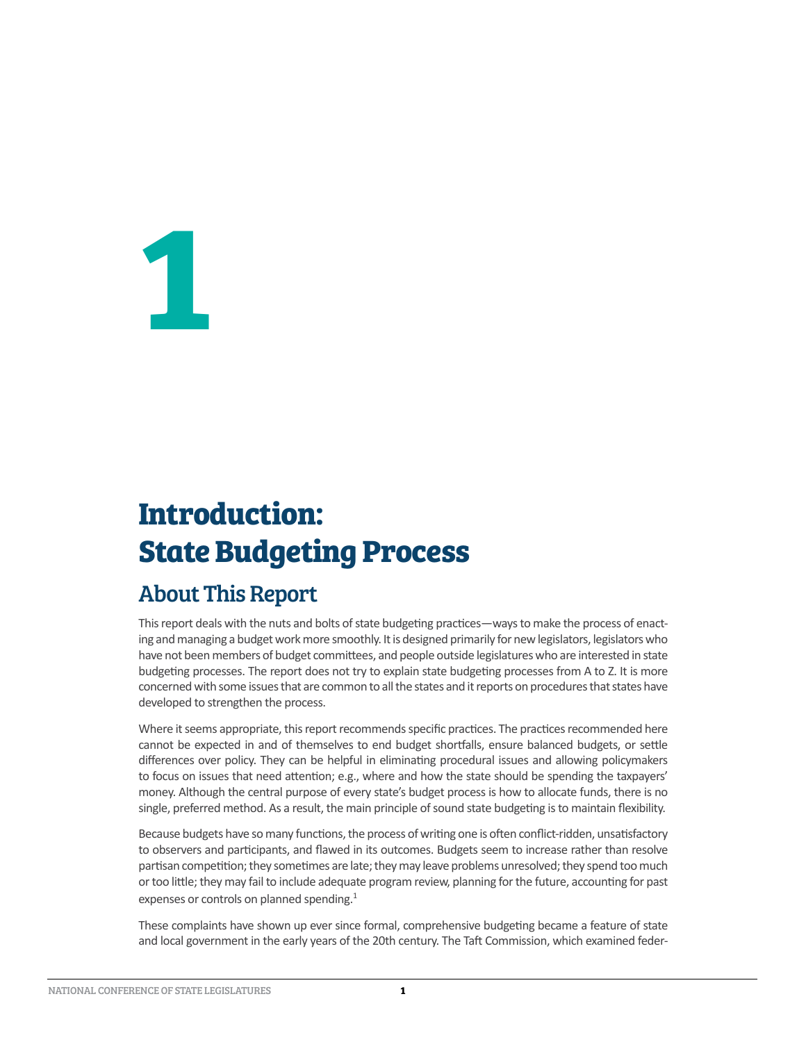# 1

# Introduction: State Budgeting Process

## About This Report

This report deals with the nuts and bolts of state budgeting practices—ways to make the process of enacting and managing a budget work more smoothly. It is designed primarily for new legislators, legislators who have not been members of budget committees, and people outside legislatures who are interested in state budgeting processes. The report does not try to explain state budgeting processes from A to Z. It is more concerned with some issues that are common to all the states and it reports on procedures that states have developed to strengthen the process.

Where it seems appropriate, this report recommends specific practices. The practices recommended here cannot be expected in and of themselves to end budget shortfalls, ensure balanced budgets, or settle differences over policy. They can be helpful in eliminating procedural issues and allowing policymakers to focus on issues that need attention; e.g., where and how the state should be spending the taxpayers' money. Although the central purpose of every state's budget process is how to allocate funds, there is no single, preferred method. As a result, the main principle of sound state budgeting is to maintain flexibility.

Because budgets have so many functions, the process of writing one is often conflict-ridden, unsatisfactory to observers and participants, and flawed in its outcomes. Budgets seem to increase rather than resolve partisan competition; they sometimes are late; they may leave problems unresolved; they spend too much or too little; they may fail to include adequate program review, planning for the future, accounting for past expenses or controls on planned spending.[1]

These complaints have shown up ever since formal, comprehensive budgeting became a feature of state and local government in the early years of the 20th century. The Taft Commission, which examined feder-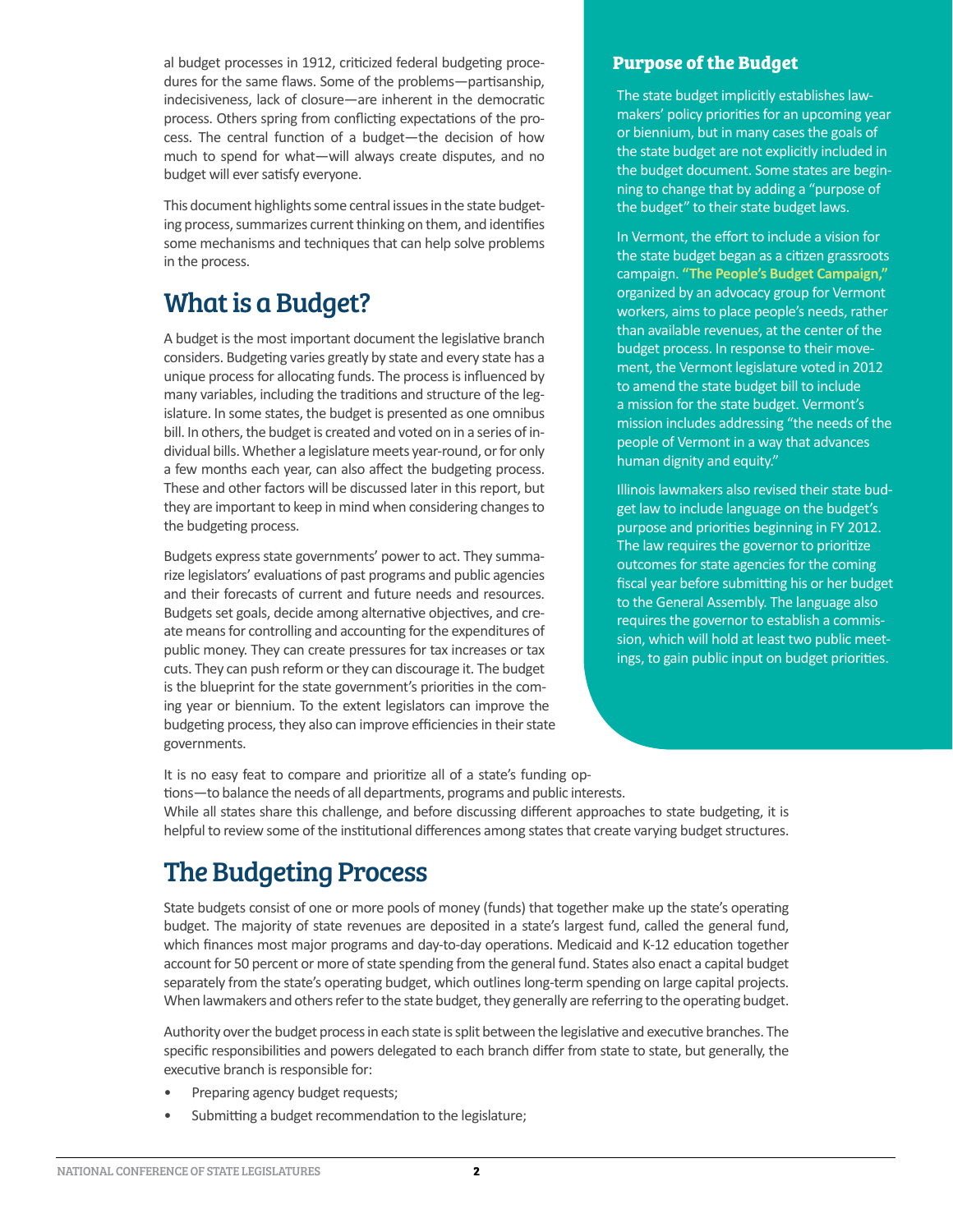al budget processes in 1912, criticized federal budgeting procedures for the same flaws. Some of the problems—partisanship, indecisiveness, lack of closure—are inherent in the democratic process. Others spring from conflicting expectations of the process. The central function of a budget—the decision of how much to spend for what—will always create disputes, and no budget will ever satisfy everyone.

This document highlights some central issues in the state budgeting process, summarizes current thinking on them, and identifies some mechanisms and techniques that can help solve problems in the process.

## What is a Budget?

A budget is the most important document the legislative branch considers. Budgeting varies greatly by state and every state has a unique process for allocating funds. The process is influenced by many variables, including the traditions and structure of the legislature. In some states, the budget is presented as one omnibus bill. In others, the budget is created and voted on in a series of individual bills. Whether a legislature meets year-round, or for only a few months each year, can also affect the budgeting process. These and other factors will be discussed later in this report, but they are important to keep in mind when considering changes to the budgeting process.

Budgets express state governments' power to act. They summarize legislators' evaluations of past programs and public agencies and their forecasts of current and future needs and resources. Budgets set goals, decide among alternative objectives, and create means for controlling and accounting for the expenditures of public money. They can create pressures for tax increases or tax cuts. They can push reform or they can discourage it. The budget is the blueprint for the state government's priorities in the coming year or biennium. To the extent legislators can improve the budgeting process, they also can improve efficiencies in their state governments.

It is no easy feat to compare and prioritize all of a state's funding options—to balance the needs of all departments, programs and public interests. While all states share this challenge, and before discussing different approaches to state budgeting, it is helpful to review some of the institutional differences among states that create varying budget structures.

### Purpose of the Budget

The state budget implicitly establishes lawmakers' policy priorities for an upcoming year or biennium, but in many cases the goals of the state budget are not explicitly included in the budget document. Some states are beginning to change that by adding a "purpose of the budget" to their state budget laws.

In Vermont, the effort to include a vision for the state budget began as a citizen grassroots campaign. **"The People's Budget Campaign,"** organized by an advocacy group for Vermont workers, aims to place people's needs, rather than available revenues, at the center of the budget process. In response to their movement, the Vermont legislature voted in 2012 to amend the state budget bill to include a mission for the state budget. Vermont's mission includes addressing "the needs of the people of Vermont in a way that advances human dignity and equity."

Illinois lawmakers also revised their state budget law to include language on the budget's purpose and priorities beginning in FY 2012. The law requires the governor to prioritize outcomes for state agencies for the coming fiscal year before submitting his or her budget to the General Assembly. The language also requires the governor to establish a commission, which will hold at least two public meetings, to gain public input on budget priorities.

## The Budgeting Process

State budgets consist of one or more pools of money (funds) that together make up the state's operating budget. The majority of state revenues are deposited in a state's largest fund, called the general fund, which finances most major programs and day-to-day operations. Medicaid and K-12 education together account for 50 percent or more of state spending from the general fund. States also enact a capital budget separately from the state's operating budget, which outlines long-term spending on large capital projects. When lawmakers and others refer to the state budget, they generally are referring to the operating budget.

Authority over the budget process in each state is split between the legislative and executive branches. The specific responsibilities and powers delegated to each branch differ from state to state, but generally, the executive branch is responsible for:

- Preparing agency budget requests;
- Submitting a budget recommendation to the legislature;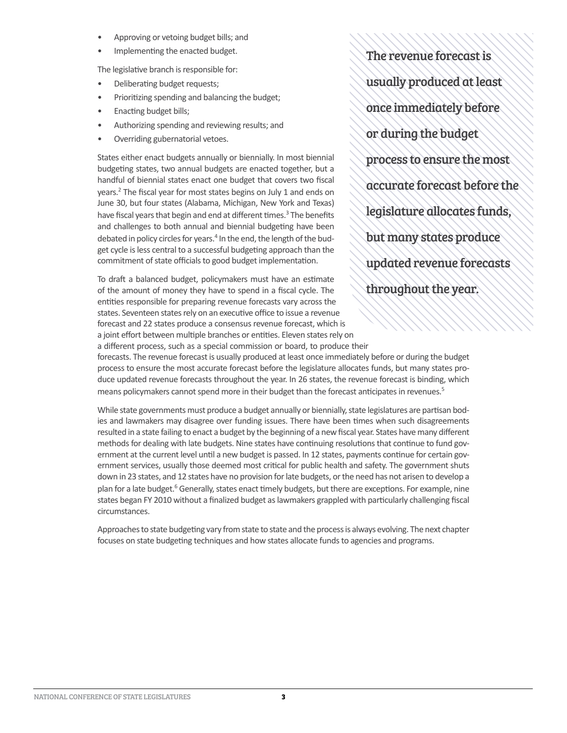- Approving or vetoing budget bills; and
- Implementing the enacted budget.

The legislative branch is responsible for:

- Deliberating budget requests;
- Prioritizing spending and balancing the budget;
- Enacting budget bills;
- Authorizing spending and reviewing results; and
- Overriding gubernatorial vetoes.

States either enact budgets annually or biennially. In most biennial budgeting states, two annual budgets are enacted together, but a handful of biennial states enact one budget that covers two fiscal years.[2] The fiscal year for most states begins on July 1 and ends on June 30, but four states (Alabama, Michigan, New York and Texas) have fiscal years that begin and end at different times.[3] The benefits and challenges to both annual and biennial budgeting have been debated in policy circles for years.[4] In the end, the length of the budget cycle is less central to a successful budgeting approach than the commitment of state officials to good budget implementation.

> The revenue forecast is usually produced at least once immediately before or during the budget process to ensure the most accurate forecast before the legislature allocates funds, but many states produce updated revenue forecasts throughout the year.

To draft a balanced budget, policymakers must have an estimate of the amount of money they have to spend in a fiscal cycle. The entities responsible for preparing revenue forecasts vary across the states. Seventeen states rely on an executive office to issue a revenue forecast and 22 states produce a consensus revenue forecast, which is a joint effort between multiple branches or entities. Eleven states rely on a different process, such as a special commission or board, to produce their forecasts. The revenue forecast is usually produced at least once immediately before or during the budget process to ensure the most accurate forecast before the legislature allocates funds, but many states produce updated revenue forecasts throughout the year. In 26 states, the revenue forecast is binding, which means policymakers cannot spend more in their budget than the forecast anticipates in revenues.[5]

While state governments must produce a budget annually or biennially, state legislatures are partisan bodies and lawmakers may disagree over funding issues. There have been times when such disagreements resulted in a state failing to enact a budget by the beginning of a new fiscal year. States have many different methods for dealing with late budgets. Nine states have continuing resolutions that continue to fund government at the current level until a new budget is passed. In 12 states, payments continue for certain government services, usually those deemed most critical for public health and safety. The government shuts down in 23 states, and 12 states have no provision for late budgets, or the need has not arisen to develop a plan for a late budget.[6] Generally, states enact timely budgets, but there are exceptions. For example, nine states began FY 2010 without a finalized budget as lawmakers grappled with particularly challenging fiscal circumstances.

Approaches to state budgeting vary from state to state and the process is always evolving. The next chapter focuses on state budgeting techniques and how states allocate funds to agencies and programs.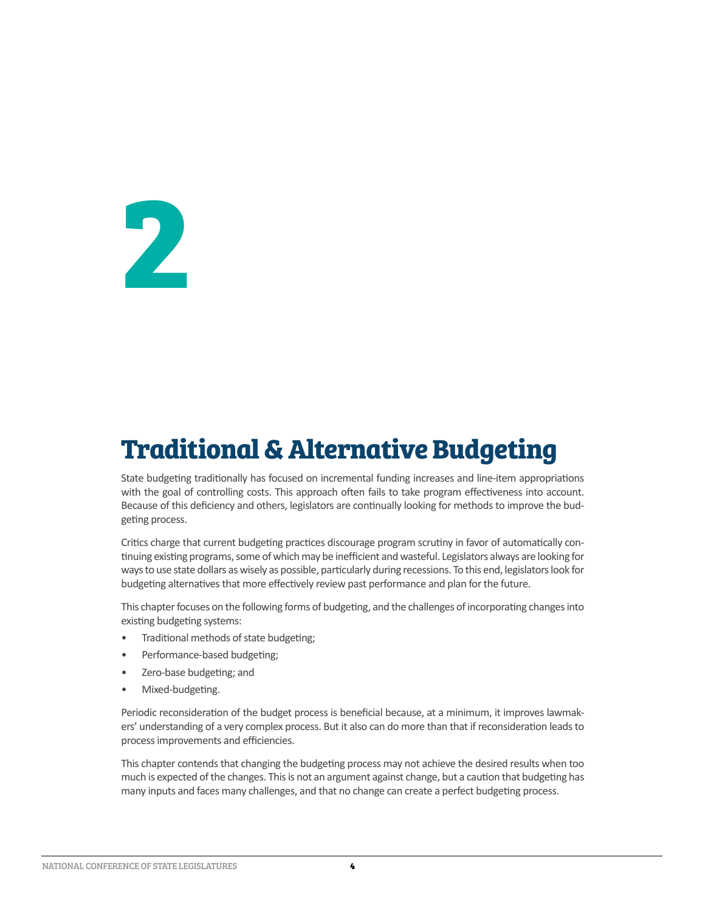# 2

# Traditional & Alternative Budgeting

State budgeting traditionally has focused on incremental funding increases and line-item appropriations with the goal of controlling costs. This approach often fails to take program effectiveness into account. Because of this deficiency and others, legislators are continually looking for methods to improve the budgeting process.

Critics charge that current budgeting practices discourage program scrutiny in favor of automatically continuing existing programs, some of which may be inefficient and wasteful. Legislators always are looking for ways to use state dollars as wisely as possible, particularly during recessions. To this end, legislators look for budgeting alternatives that more effectively review past performance and plan for the future.

This chapter focuses on the following forms of budgeting, and the challenges of incorporating changes into existing budgeting systems:

- Traditional methods of state budgeting;
- Performance-based budgeting;
- Zero-base budgeting; and
- Mixed-budgeting.

Periodic reconsideration of the budget process is beneficial because, at a minimum, it improves lawmakers' understanding of a very complex process. But it also can do more than that if reconsideration leads to process improvements and efficiencies.

This chapter contends that changing the budgeting process may not achieve the desired results when too much is expected of the changes. This is not an argument against change, but a caution that budgeting has many inputs and faces many challenges, and that no change can create a perfect budgeting process.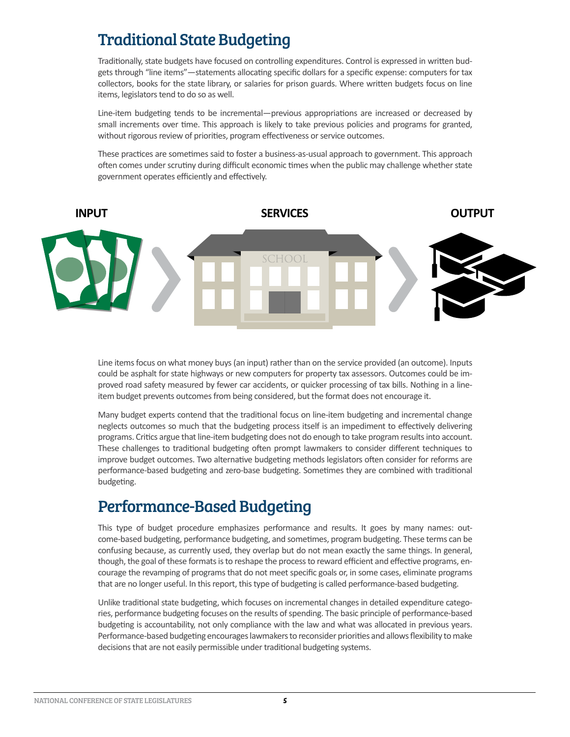## Traditional State Budgeting

Traditionally, state budgets have focused on controlling expenditures. Control is expressed in written budgets through "line items"—statements allocating specific dollars for a specific expense: computers for tax collectors, books for the state library, or salaries for prison guards. Where written budgets focus on line items, legislators tend to do so as well.

Line-item budgeting tends to be incremental—previous appropriations are increased or decreased by small increments over time. This approach is likely to take previous policies and programs for granted, without rigorous review of priorities, program effectiveness or service outcomes.

These practices are sometimes said to foster a business-as-usual approach to government. This approach often comes under scrutiny during difficult economic times when the public may challenge whether state government operates efficiently and effectively.

**INPUT** **SERVICES** **OUTPUT**

SCHOOL

Line items focus on what money buys (an input) rather than on the service provided (an outcome). Inputs could be asphalt for state highways or new computers for property tax assessors. Outcomes could be improved road safety measured by fewer car accidents, or quicker processing of tax bills. Nothing in a line-item budget prevents outcomes from being considered, but the format does not encourage it.

Many budget experts contend that the traditional focus on line-item budgeting and incremental change neglects outcomes so much that the budgeting process itself is an impediment to effectively delivering programs. Critics argue that line-item budgeting does not do enough to take program results into account. These challenges to traditional budgeting often prompt lawmakers to consider different techniques to improve budget outcomes. Two alternative budgeting methods legislators often consider for reforms are performance-based budgeting and zero-base budgeting. Sometimes they are combined with traditional budgeting.

## Performance-Based Budgeting

This type of budget procedure emphasizes performance and results. It goes by many names: outcome-based budgeting, performance budgeting, and sometimes, program budgeting. These terms can be confusing because, as currently used, they overlap but do not mean exactly the same things. In general, though, the goal of these formats is to reshape the process to reward efficient and effective programs, encourage the revamping of programs that do not meet specific goals or, in some cases, eliminate programs that are no longer useful. In this report, this type of budgeting is called performance-based budgeting.

Unlike traditional state budgeting, which focuses on incremental changes in detailed expenditure categories, performance budgeting focuses on the results of spending. The basic principle of performance-based budgeting is accountability, not only compliance with the law and what was allocated in previous years. Performance-based budgeting encourages lawmakers to reconsider priorities and allows flexibility to make decisions that are not easily permissible under traditional budgeting systems.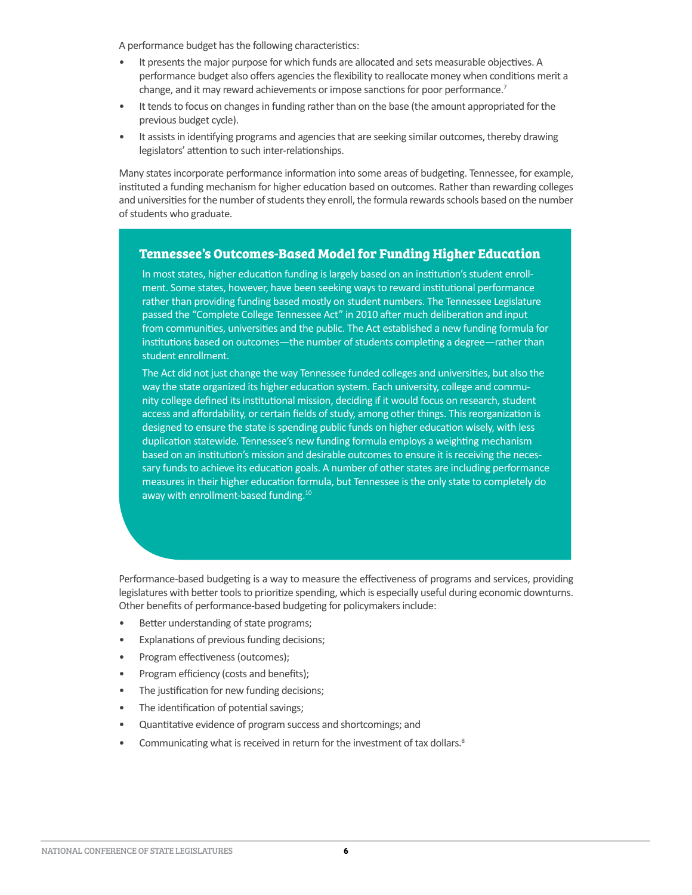A performance budget has the following characteristics:

- It presents the major purpose for which funds are allocated and sets measurable objectives. A performance budget also offers agencies the flexibility to reallocate money when conditions merit a change, and it may reward achievements or impose sanctions for poor performance.[7]
- It tends to focus on changes in funding rather than on the base (the amount appropriated for the previous budget cycle).
- It assists in identifying programs and agencies that are seeking similar outcomes, thereby drawing legislators' attention to such inter-relationships.

Many states incorporate performance information into some areas of budgeting. Tennessee, for example, instituted a funding mechanism for higher education based on outcomes. Rather than rewarding colleges and universities for the number of students they enroll, the formula rewards schools based on the number of students who graduate.

### Tennessee's Outcomes-Based Model for Funding Higher Education

In most states, higher education funding is largely based on an institution's student enrollment. Some states, however, have been seeking ways to reward institutional performance rather than providing funding based mostly on student numbers. The Tennessee Legislature passed the "Complete College Tennessee Act" in 2010 after much deliberation and input from communities, universities and the public. The Act established a new funding formula for institutions based on outcomes—the number of students completing a degree—rather than student enrollment.

The Act did not just change the way Tennessee funded colleges and universities, but also the way the state organized its higher education system. Each university, college and community college defined its institutional mission, deciding if it would focus on research, student access and affordability, or certain fields of study, among other things. This reorganization is designed to ensure the state is spending public funds on higher education wisely, with less duplication statewide. Tennessee's new funding formula employs a weighting mechanism based on an institution's mission and desirable outcomes to ensure it is receiving the necessary funds to achieve its education goals. A number of other states are including performance measures in their higher education formula, but Tennessee is the only state to completely do away with enrollment-based funding.[10]

Performance-based budgeting is a way to measure the effectiveness of programs and services, providing legislatures with better tools to prioritize spending, which is especially useful during economic downturns. Other benefits of performance-based budgeting for policymakers include:

- Better understanding of state programs;
- Explanations of previous funding decisions;
- Program effectiveness (outcomes);
- Program efficiency (costs and benefits);
- The justification for new funding decisions;
- The identification of potential savings;
- Quantitative evidence of program success and shortcomings; and
- Communicating what is received in return for the investment of tax dollars.[8]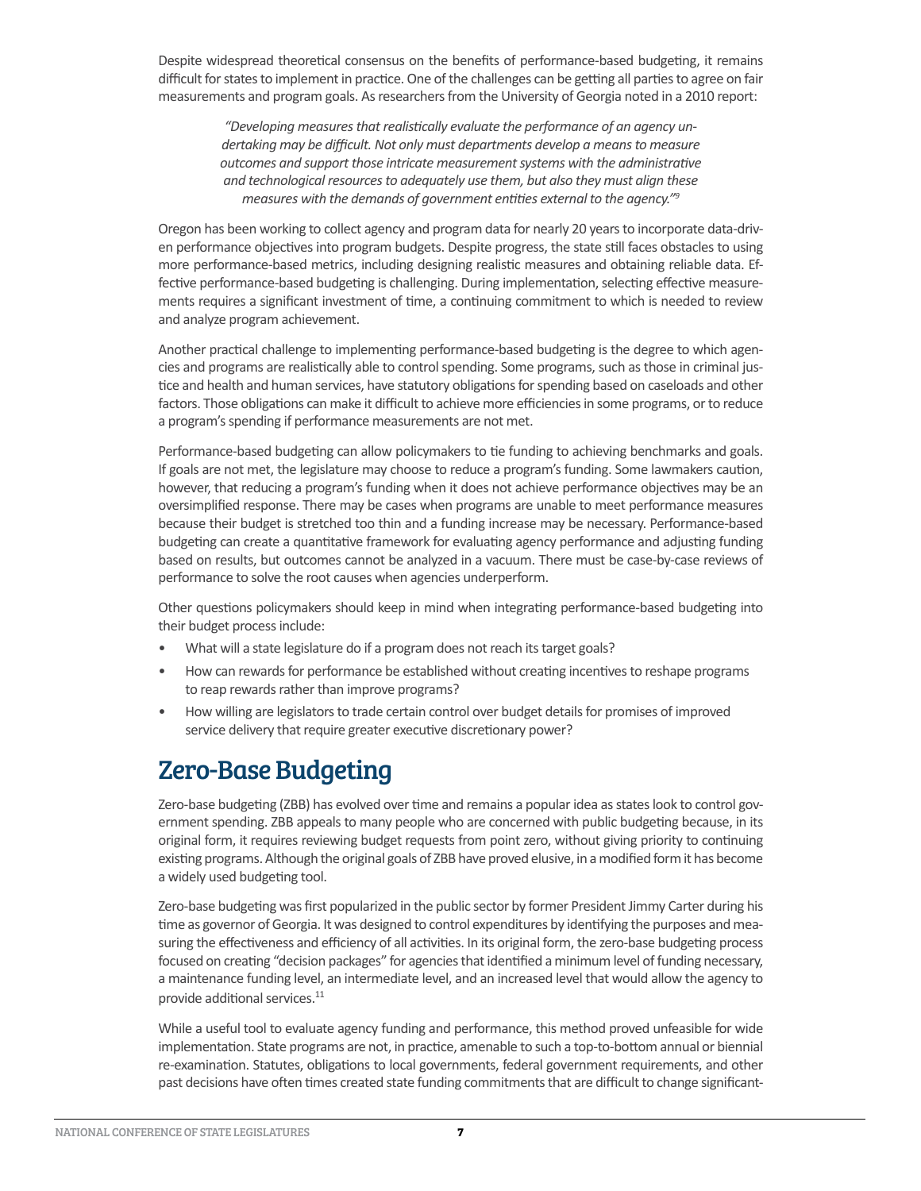Despite widespread theoretical consensus on the benefits of performance-based budgeting, it remains difficult for states to implement in practice. One of the challenges can be getting all parties to agree on fair measurements and program goals. As researchers from the University of Georgia noted in a 2010 report:

> *"Developing measures that realistically evaluate the performance of an agency undertaking may be difficult. Not only must departments develop a means to measure outcomes and support those intricate measurement systems with the administrative and technological resources to adequately use them, but also they must align these measures with the demands of government entities external to the agency."*[9]

Oregon has been working to collect agency and program data for nearly 20 years to incorporate data-driven performance objectives into program budgets. Despite progress, the state still faces obstacles to using more performance-based metrics, including designing realistic measures and obtaining reliable data. Effective performance-based budgeting is challenging. During implementation, selecting effective measurements requires a significant investment of time, a continuing commitment to which is needed to review and analyze program achievement.

Another practical challenge to implementing performance-based budgeting is the degree to which agencies and programs are realistically able to control spending. Some programs, such as those in criminal justice and health and human services, have statutory obligations for spending based on caseloads and other factors. Those obligations can make it difficult to achieve more efficiencies in some programs, or to reduce a program's spending if performance measurements are not met.

Performance-based budgeting can allow policymakers to tie funding to achieving benchmarks and goals. If goals are not met, the legislature may choose to reduce a program's funding. Some lawmakers caution, however, that reducing a program's funding when it does not achieve performance objectives may be an oversimplified response. There may be cases when programs are unable to meet performance measures because their budget is stretched too thin and a funding increase may be necessary. Performance-based budgeting can create a quantitative framework for evaluating agency performance and adjusting funding based on results, but outcomes cannot be analyzed in a vacuum. There must be case-by-case reviews of performance to solve the root causes when agencies underperform.

Other questions policymakers should keep in mind when integrating performance-based budgeting into their budget process include:

- What will a state legislature do if a program does not reach its target goals?
- How can rewards for performance be established without creating incentives to reshape programs to reap rewards rather than improve programs?
- How willing are legislators to trade certain control over budget details for promises of improved service delivery that require greater executive discretionary power?

# Zero-Base Budgeting

Zero-base budgeting (ZBB) has evolved over time and remains a popular idea as states look to control government spending. ZBB appeals to many people who are concerned with public budgeting because, in its original form, it requires reviewing budget requests from point zero, without giving priority to continuing existing programs. Although the original goals of ZBB have proved elusive, in a modified form it has become a widely used budgeting tool.

Zero-base budgeting was first popularized in the public sector by former President Jimmy Carter during his time as governor of Georgia. It was designed to control expenditures by identifying the purposes and measuring the effectiveness and efficiency of all activities. In its original form, the zero-base budgeting process focused on creating "decision packages" for agencies that identified a minimum level of funding necessary, a maintenance funding level, an intermediate level, and an increased level that would allow the agency to provide additional services.[11]

While a useful tool to evaluate agency funding and performance, this method proved unfeasible for wide implementation. State programs are not, in practice, amenable to such a top-to-bottom annual or biennial re-examination. Statutes, obligations to local governments, federal government requirements, and other past decisions have often times created state funding commitments that are difficult to change significant-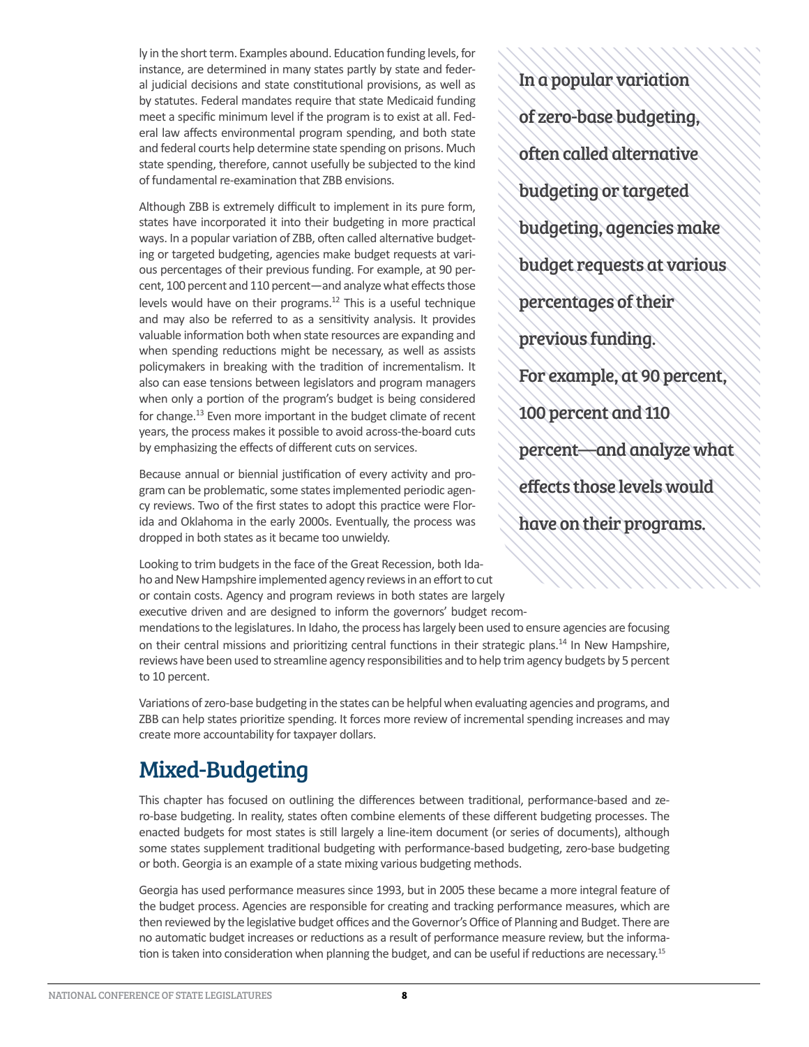ly in the short term. Examples abound. Education funding levels, for instance, are determined in many states partly by state and federal judicial decisions and state constitutional provisions, as well as by statutes. Federal mandates require that state Medicaid funding meet a specific minimum level if the program is to exist at all. Federal law affects environmental program spending, and both state and federal courts help determine state spending on prisons. Much state spending, therefore, cannot usefully be subjected to the kind of fundamental re-examination that ZBB envisions.

Although ZBB is extremely difficult to implement in its pure form, states have incorporated it into their budgeting in more practical ways. In a popular variation of ZBB, often called alternative budgeting or targeted budgeting, agencies make budget requests at various percentages of their previous funding. For example, at 90 percent, 100 percent and 110 percent—and analyze what effects those levels would have on their programs.[12] This is a useful technique and may also be referred to as a sensitivity analysis. It provides valuable information both when state resources are expanding and when spending reductions might be necessary, as well as assists policymakers in breaking with the tradition of incrementalism. It also can ease tensions between legislators and program managers when only a portion of the program's budget is being considered for change.[13] Even more important in the budget climate of recent years, the process makes it possible to avoid across-the-board cuts by emphasizing the effects of different cuts on services.

> In a popular variation of zero-base budgeting, often called alternative budgeting or targeted budgeting, agencies make budget requests at various percentages of their previous funding. For example, at 90 percent, 100 percent and 110 percent—and analyze what effects those levels would have on their programs.

Because annual or biennial justification of every activity and program can be problematic, some states implemented periodic agency reviews. Two of the first states to adopt this practice were Florida and Oklahoma in the early 2000s. Eventually, the process was dropped in both states as it became too unwieldy.

Looking to trim budgets in the face of the Great Recession, both Idaho and New Hampshire implemented agency reviews in an effort to cut or contain costs. Agency and program reviews in both states are largely executive driven and are designed to inform the governors' budget recommendations to the legislatures. In Idaho, the process has largely been used to ensure agencies are focusing on their central missions and prioritizing central functions in their strategic plans.[14] In New Hampshire, reviews have been used to streamline agency responsibilities and to help trim agency budgets by 5 percent to 10 percent.

Variations of zero-base budgeting in the states can be helpful when evaluating agencies and programs, and ZBB can help states prioritize spending. It forces more review of incremental spending increases and may create more accountability for taxpayer dollars.

## Mixed-Budgeting

This chapter has focused on outlining the differences between traditional, performance-based and zero-base budgeting. In reality, states often combine elements of these different budgeting processes. The enacted budgets for most states is still largely a line-item document (or series of documents), although some states supplement traditional budgeting with performance-based budgeting, zero-base budgeting or both. Georgia is an example of a state mixing various budgeting methods.

Georgia has used performance measures since 1993, but in 2005 these became a more integral feature of the budget process. Agencies are responsible for creating and tracking performance measures, which are then reviewed by the legislative budget offices and the Governor's Office of Planning and Budget. There are no automatic budget increases or reductions as a result of performance measure review, but the information is taken into consideration when planning the budget, and can be useful if reductions are necessary.[15]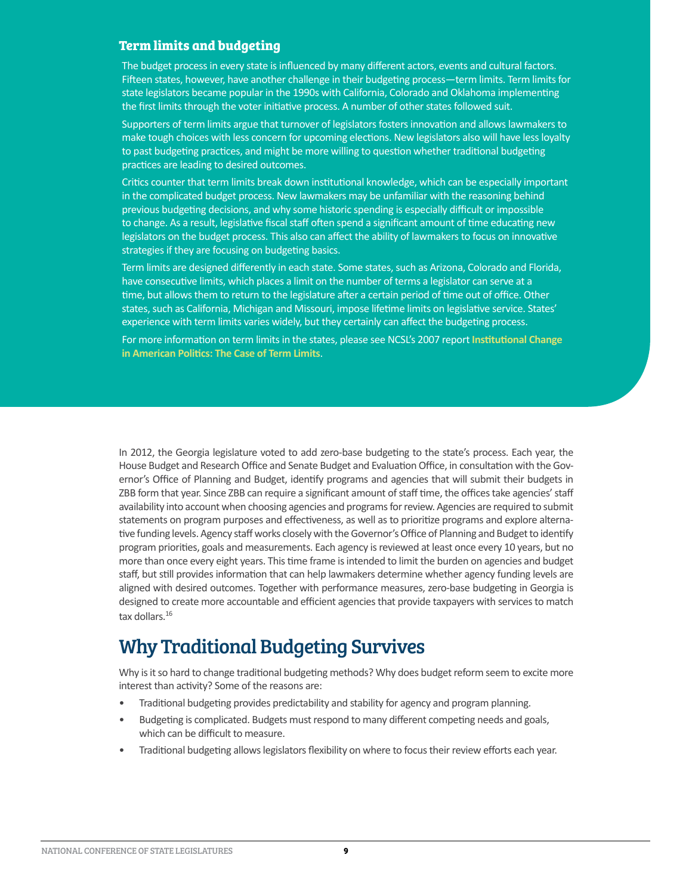### Term limits and budgeting

The budget process in every state is influenced by many different actors, events and cultural factors. Fifteen states, however, have another challenge in their budgeting process—term limits. Term limits for state legislators became popular in the 1990s with California, Colorado and Oklahoma implementing the first limits through the voter initiative process. A number of other states followed suit.

Supporters of term limits argue that turnover of legislators fosters innovation and allows lawmakers to make tough choices with less concern for upcoming elections. New legislators also will have less loyalty to past budgeting practices, and might be more willing to question whether traditional budgeting practices are leading to desired outcomes.

Critics counter that term limits break down institutional knowledge, which can be especially important in the complicated budget process. New lawmakers may be unfamiliar with the reasoning behind previous budgeting decisions, and why some historic spending is especially difficult or impossible to change. As a result, legislative fiscal staff often spend a significant amount of time educating new legislators on the budget process. This also can affect the ability of lawmakers to focus on innovative strategies if they are focusing on budgeting basics.

Term limits are designed differently in each state. Some states, such as Arizona, Colorado and Florida, have consecutive limits, which places a limit on the number of terms a legislator can serve at a time, but allows them to return to the legislature after a certain period of time out of office. Other states, such as California, Michigan and Missouri, impose lifetime limits on legislative service. States' experience with term limits varies widely, but they certainly can affect the budgeting process.

For more information on term limits in the states, please see NCSL's 2007 report **Institutional Change in American Politics: The Case of Term Limits**.

In 2012, the Georgia legislature voted to add zero-base budgeting to the state's process. Each year, the House Budget and Research Office and Senate Budget and Evaluation Office, in consultation with the Governor's Office of Planning and Budget, identify programs and agencies that will submit their budgets in ZBB form that year. Since ZBB can require a significant amount of staff time, the offices take agencies' staff availability into account when choosing agencies and programs for review. Agencies are required to submit statements on program purposes and effectiveness, as well as to prioritize programs and explore alternative funding levels. Agency staff works closely with the Governor's Office of Planning and Budget to identify program priorities, goals and measurements. Each agency is reviewed at least once every 10 years, but no more than once every eight years. This time frame is intended to limit the burden on agencies and budget staff, but still provides information that can help lawmakers determine whether agency funding levels are aligned with desired outcomes. Together with performance measures, zero-base budgeting in Georgia is designed to create more accountable and efficient agencies that provide taxpayers with services to match tax dollars.[16]

## Why Traditional Budgeting Survives

Why is it so hard to change traditional budgeting methods? Why does budget reform seem to excite more interest than activity? Some of the reasons are:

- Traditional budgeting provides predictability and stability for agency and program planning.
- Budgeting is complicated. Budgets must respond to many different competing needs and goals, which can be difficult to measure.
- Traditional budgeting allows legislators flexibility on where to focus their review efforts each year.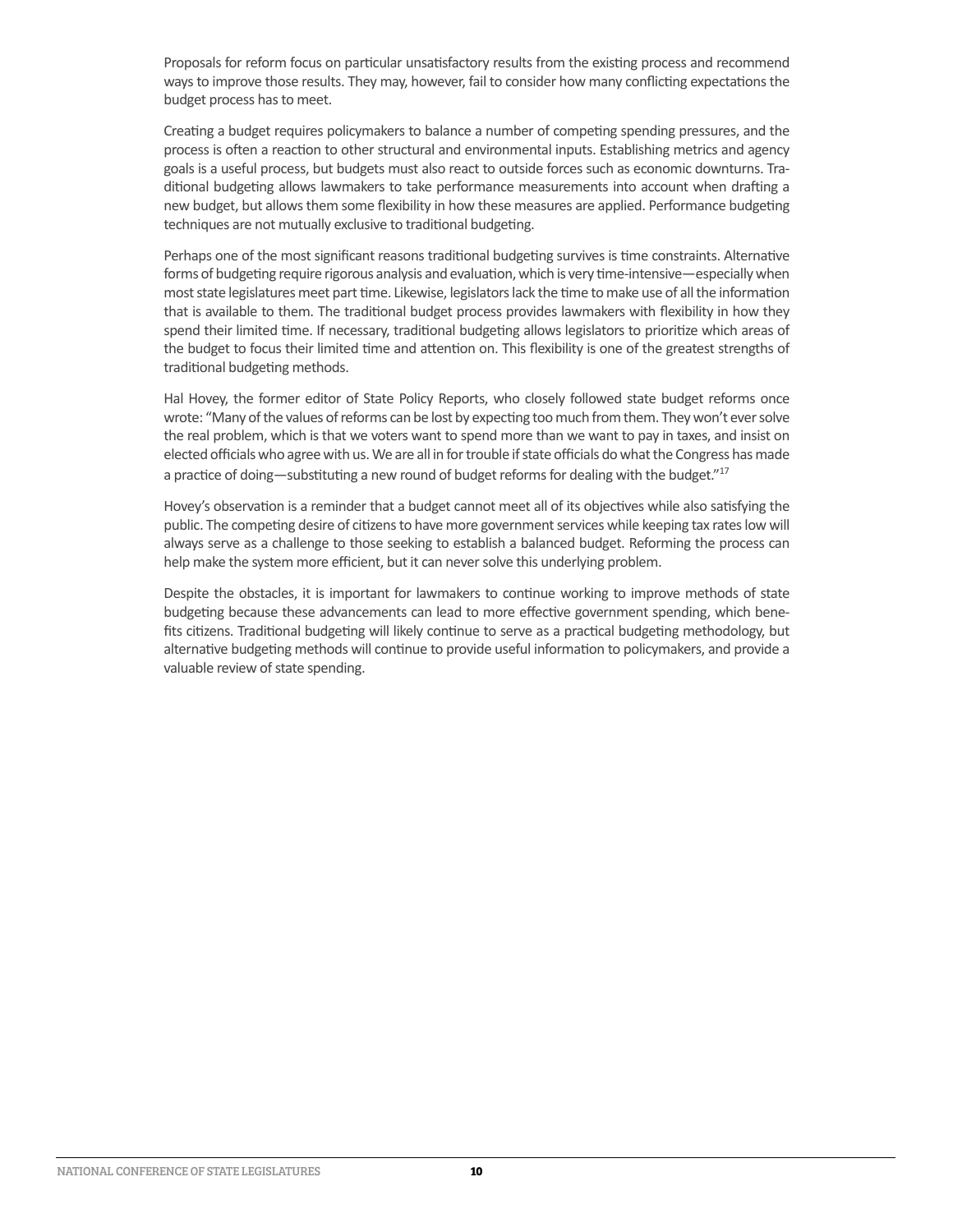Proposals for reform focus on particular unsatisfactory results from the existing process and recommend ways to improve those results. They may, however, fail to consider how many conflicting expectations the budget process has to meet.

Creating a budget requires policymakers to balance a number of competing spending pressures, and the process is often a reaction to other structural and environmental inputs. Establishing metrics and agency goals is a useful process, but budgets must also react to outside forces such as economic downturns. Traditional budgeting allows lawmakers to take performance measurements into account when drafting a new budget, but allows them some flexibility in how these measures are applied. Performance budgeting techniques are not mutually exclusive to traditional budgeting.

Perhaps one of the most significant reasons traditional budgeting survives is time constraints. Alternative forms of budgeting require rigorous analysis and evaluation, which is very time-intensive—especially when most state legislatures meet part time. Likewise, legislators lack the time to make use of all the information that is available to them. The traditional budget process provides lawmakers with flexibility in how they spend their limited time. If necessary, traditional budgeting allows legislators to prioritize which areas of the budget to focus their limited time and attention on. This flexibility is one of the greatest strengths of traditional budgeting methods.

Hal Hovey, the former editor of State Policy Reports, who closely followed state budget reforms once wrote: "Many of the values of reforms can be lost by expecting too much from them. They won't ever solve the real problem, which is that we voters want to spend more than we want to pay in taxes, and insist on elected officials who agree with us. We are all in for trouble if state officials do what the Congress has made a practice of doing—substituting a new round of budget reforms for dealing with the budget."[17]

Hovey's observation is a reminder that a budget cannot meet all of its objectives while also satisfying the public. The competing desire of citizens to have more government services while keeping tax rates low will always serve as a challenge to those seeking to establish a balanced budget. Reforming the process can help make the system more efficient, but it can never solve this underlying problem.

Despite the obstacles, it is important for lawmakers to continue working to improve methods of state budgeting because these advancements can lead to more effective government spending, which benefits citizens. Traditional budgeting will likely continue to serve as a practical budgeting methodology, but alternative budgeting methods will continue to provide useful information to policymakers, and provide a valuable review of state spending.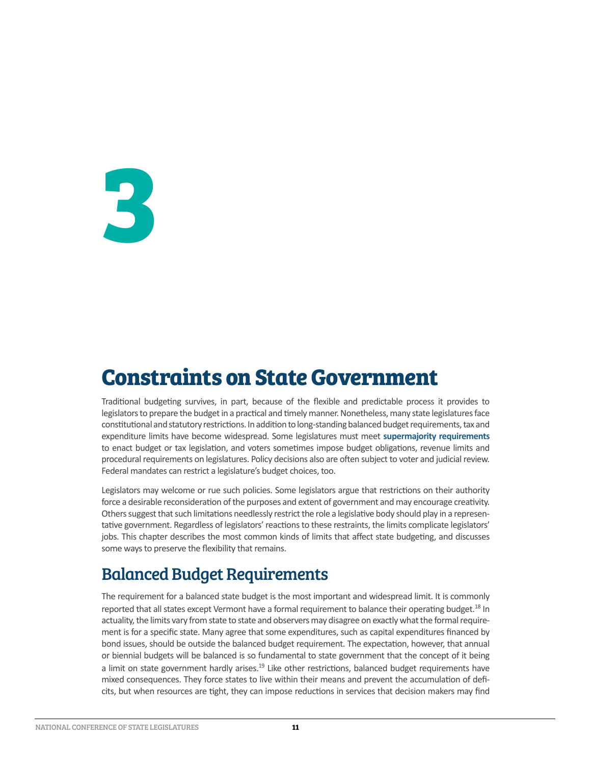# 3

# Constraints on State Government

Traditional budgeting survives, in part, because of the flexible and predictable process it provides to legislators to prepare the budget in a practical and timely manner. Nonetheless, many state legislatures face constitutional and statutory restrictions. In addition to long-standing balanced budget requirements, tax and expenditure limits have become widespread. Some legislatures must meet **supermajority requirements** to enact budget or tax legislation, and voters sometimes impose budget obligations, revenue limits and procedural requirements on legislatures. Policy decisions also are often subject to voter and judicial review. Federal mandates can restrict a legislature's budget choices, too.

Legislators may welcome or rue such policies. Some legislators argue that restrictions on their authority force a desirable reconsideration of the purposes and extent of government and may encourage creativity. Others suggest that such limitations needlessly restrict the role a legislative body should play in a representative government. Regardless of legislators' reactions to these restraints, the limits complicate legislators' jobs. This chapter describes the most common kinds of limits that affect state budgeting, and discusses some ways to preserve the flexibility that remains.

## Balanced Budget Requirements

The requirement for a balanced state budget is the most important and widespread limit. It is commonly reported that all states except Vermont have a formal requirement to balance their operating budget.[18] In actuality, the limits vary from state to state and observers may disagree on exactly what the formal requirement is for a specific state. Many agree that some expenditures, such as capital expenditures financed by bond issues, should be outside the balanced budget requirement. The expectation, however, that annual or biennial budgets will be balanced is so fundamental to state government that the concept of it being a limit on state government hardly arises.[19] Like other restrictions, balanced budget requirements have mixed consequences. They force states to live within their means and prevent the accumulation of deficits, but when resources are tight, they can impose reductions in services that decision makers may find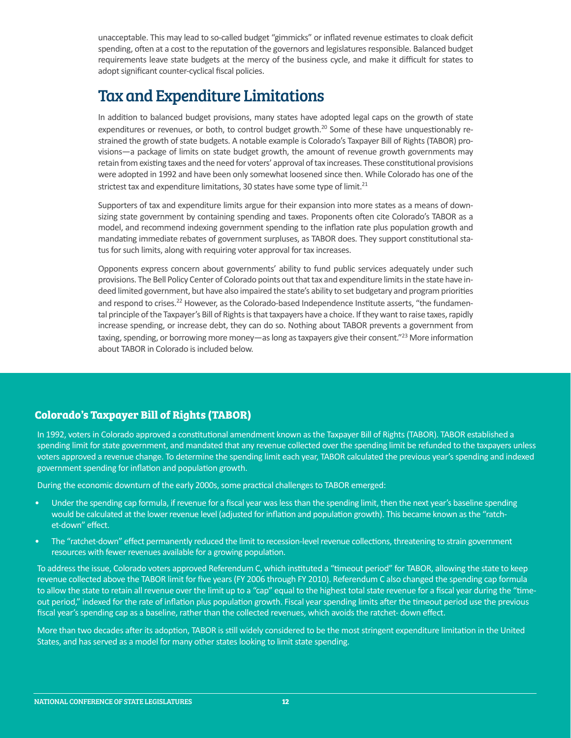unacceptable. This may lead to so-called budget "gimmicks" or inflated revenue estimates to cloak deficit spending, often at a cost to the reputation of the governors and legislatures responsible. Balanced budget requirements leave state budgets at the mercy of the business cycle, and make it difficult for states to adopt significant counter-cyclical fiscal policies.

## Tax and Expenditure Limitations

In addition to balanced budget provisions, many states have adopted legal caps on the growth of state expenditures or revenues, or both, to control budget growth.[20] Some of these have unquestionably restrained the growth of state budgets. A notable example is Colorado's Taxpayer Bill of Rights (TABOR) provisions—a package of limits on state budget growth, the amount of revenue growth governments may retain from existing taxes and the need for voters' approval of tax increases. These constitutional provisions were adopted in 1992 and have been only somewhat loosened since then. While Colorado has one of the strictest tax and expenditure limitations, 30 states have some type of limit.[21]

Supporters of tax and expenditure limits argue for their expansion into more states as a means of downsizing state government by containing spending and taxes. Proponents often cite Colorado's TABOR as a model, and recommend indexing government spending to the inflation rate plus population growth and mandating immediate rebates of government surpluses, as TABOR does. They support constitutional status for such limits, along with requiring voter approval for tax increases.

Opponents express concern about governments' ability to fund public services adequately under such provisions. The Bell Policy Center of Colorado points out that tax and expenditure limits in the state have indeed limited government, but have also impaired the state's ability to set budgetary and program priorities and respond to crises.[22] However, as the Colorado-based Independence Institute asserts, "the fundamental principle of the Taxpayer's Bill of Rights is that taxpayers have a choice. If they want to raise taxes, rapidly increase spending, or increase debt, they can do so. Nothing about TABOR prevents a government from taxing, spending, or borrowing more money—as long as taxpayers give their consent."[23] More information about TABOR in Colorado is included below.

### Colorado's Taxpayer Bill of Rights (TABOR)

In 1992, voters in Colorado approved a constitutional amendment known as the Taxpayer Bill of Rights (TABOR). TABOR established a spending limit for state government, and mandated that any revenue collected over the spending limit be refunded to the taxpayers unless voters approved a revenue change. To determine the spending limit each year, TABOR calculated the previous year's spending and indexed government spending for inflation and population growth.

During the economic downturn of the early 2000s, some practical challenges to TABOR emerged:

- Under the spending cap formula, if revenue for a fiscal year was less than the spending limit, then the next year's baseline spending would be calculated at the lower revenue level (adjusted for inflation and population growth). This became known as the "ratchet-down" effect.
- The "ratchet-down" effect permanently reduced the limit to recession-level revenue collections, threatening to strain government resources with fewer revenues available for a growing population.

To address the issue, Colorado voters approved Referendum C, which instituted a "timeout period" for TABOR, allowing the state to keep revenue collected above the TABOR limit for five years (FY 2006 through FY 2010). Referendum C also changed the spending cap formula to allow the state to retain all revenue over the limit up to a "cap" equal to the highest total state revenue for a fiscal year during the "timeout period," indexed for the rate of inflation plus population growth. Fiscal year spending limits after the timeout period use the previous fiscal year's spending cap as a baseline, rather than the collected revenues, which avoids the ratchet- down effect.

More than two decades after its adoption, TABOR is still widely considered to be the most stringent expenditure limitation in the United States, and has served as a model for many other states looking to limit state spending.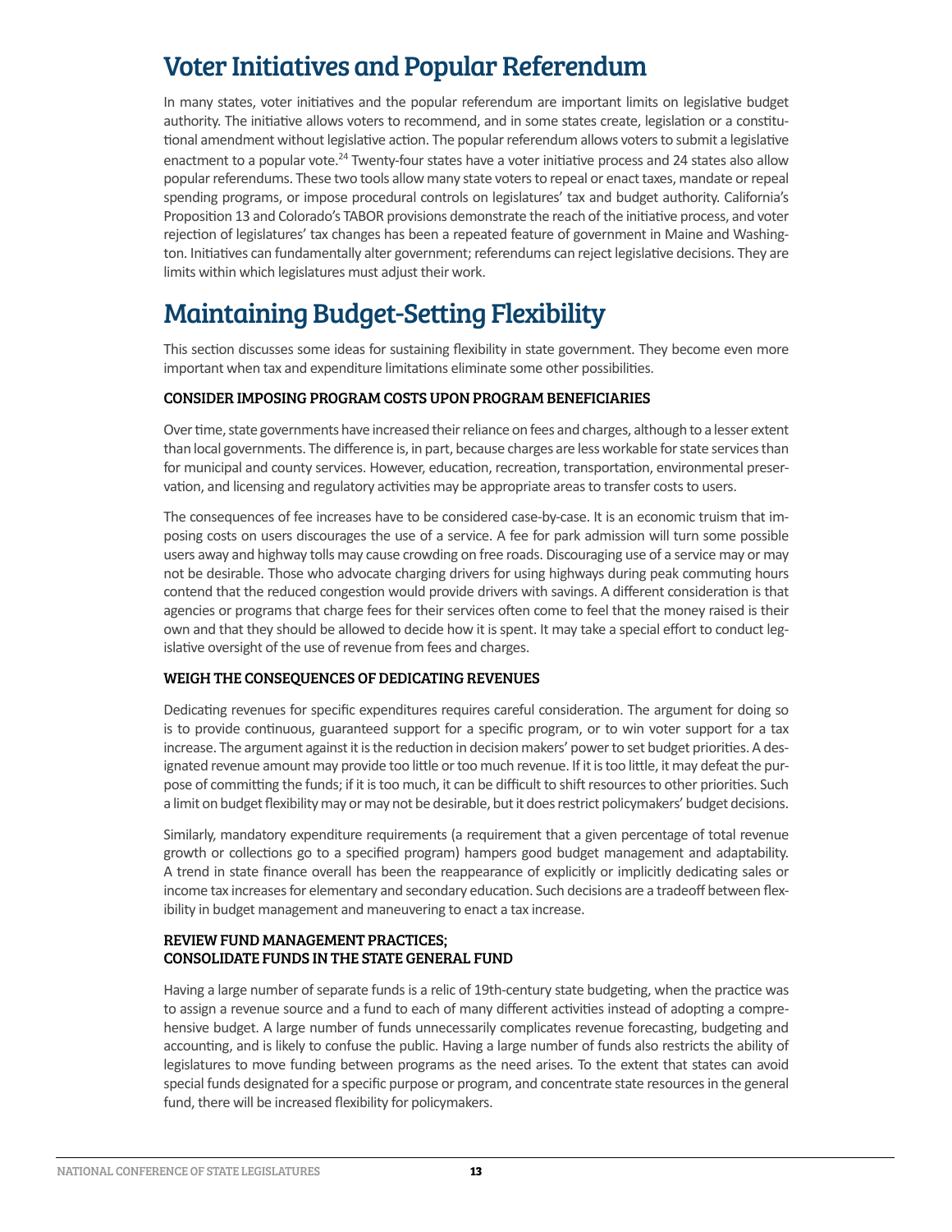## Voter Initiatives and Popular Referendum

In many states, voter initiatives and the popular referendum are important limits on legislative budget authority. The initiative allows voters to recommend, and in some states create, legislation or a constitutional amendment without legislative action. The popular referendum allows voters to submit a legislative enactment to a popular vote.[24] Twenty-four states have a voter initiative process and 24 states also allow popular referendums. These two tools allow many state voters to repeal or enact taxes, mandate or repeal spending programs, or impose procedural controls on legislatures' tax and budget authority. California's Proposition 13 and Colorado's TABOR provisions demonstrate the reach of the initiative process, and voter rejection of legislatures' tax changes has been a repeated feature of government in Maine and Washington. Initiatives can fundamentally alter government; referendums can reject legislative decisions. They are limits within which legislatures must adjust their work.

## Maintaining Budget-Setting Flexibility

This section discusses some ideas for sustaining flexibility in state government. They become even more important when tax and expenditure limitations eliminate some other possibilities.

### CONSIDER IMPOSING PROGRAM COSTS UPON PROGRAM BENEFICIARIES

Over time, state governments have increased their reliance on fees and charges, although to a lesser extent than local governments. The difference is, in part, because charges are less workable for state services than for municipal and county services. However, education, recreation, transportation, environmental preservation, and licensing and regulatory activities may be appropriate areas to transfer costs to users.

The consequences of fee increases have to be considered case-by-case. It is an economic truism that imposing costs on users discourages the use of a service. A fee for park admission will turn some possible users away and highway tolls may cause crowding on free roads. Discouraging use of a service may or may not be desirable. Those who advocate charging drivers for using highways during peak commuting hours contend that the reduced congestion would provide drivers with savings. A different consideration is that agencies or programs that charge fees for their services often come to feel that the money raised is their own and that they should be allowed to decide how it is spent. It may take a special effort to conduct legislative oversight of the use of revenue from fees and charges.

### WEIGH THE CONSEQUENCES OF DEDICATING REVENUES

Dedicating revenues for specific expenditures requires careful consideration. The argument for doing so is to provide continuous, guaranteed support for a specific program, or to win voter support for a tax increase. The argument against it is the reduction in decision makers' power to set budget priorities. A designated revenue amount may provide too little or too much revenue. If it is too little, it may defeat the purpose of committing the funds; if it is too much, it can be difficult to shift resources to other priorities. Such a limit on budget flexibility may or may not be desirable, but it does restrict policymakers' budget decisions.

Similarly, mandatory expenditure requirements (a requirement that a given percentage of total revenue growth or collections go to a specified program) hampers good budget management and adaptability. A trend in state finance overall has been the reappearance of explicitly or implicitly dedicating sales or income tax increases for elementary and secondary education. Such decisions are a tradeoff between flexibility in budget management and maneuvering to enact a tax increase.

### REVIEW FUND MANAGEMENT PRACTICES; CONSOLIDATE FUNDS IN THE STATE GENERAL FUND

Having a large number of separate funds is a relic of 19th-century state budgeting, when the practice was to assign a revenue source and a fund to each of many different activities instead of adopting a comprehensive budget. A large number of funds unnecessarily complicates revenue forecasting, budgeting and accounting, and is likely to confuse the public. Having a large number of funds also restricts the ability of legislatures to move funding between programs as the need arises. To the extent that states can avoid special funds designated for a specific purpose or program, and concentrate state resources in the general fund, there will be increased flexibility for policymakers.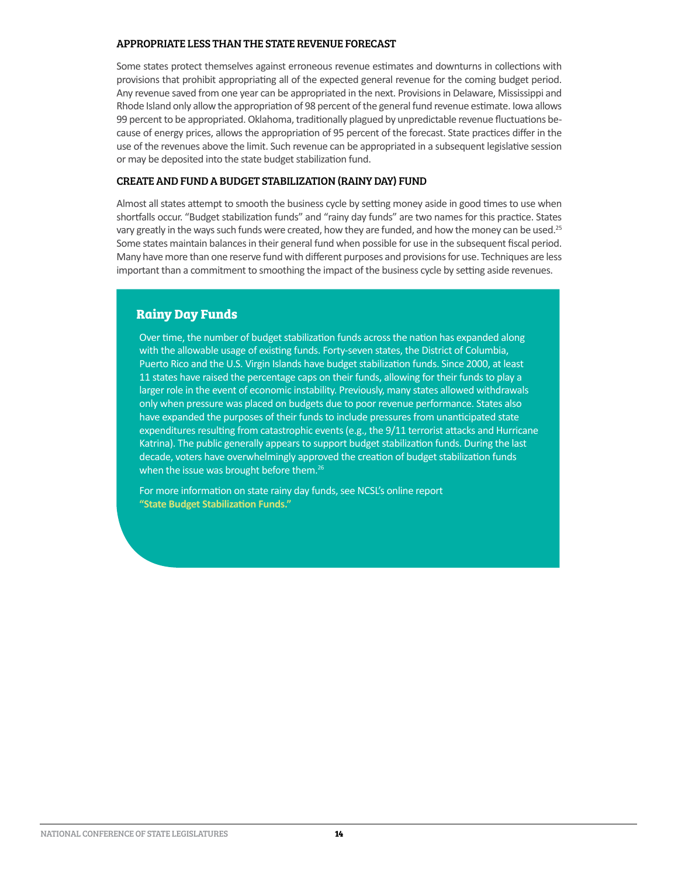### APPROPRIATE LESS THAN THE STATE REVENUE FORECAST

Some states protect themselves against erroneous revenue estimates and downturns in collections with provisions that prohibit appropriating all of the expected general revenue for the coming budget period. Any revenue saved from one year can be appropriated in the next. Provisions in Delaware, Mississippi and Rhode Island only allow the appropriation of 98 percent of the general fund revenue estimate. Iowa allows 99 percent to be appropriated. Oklahoma, traditionally plagued by unpredictable revenue fluctuations because of energy prices, allows the appropriation of 95 percent of the forecast. State practices differ in the use of the revenues above the limit. Such revenue can be appropriated in a subsequent legislative session or may be deposited into the state budget stabilization fund.

### CREATE AND FUND A BUDGET STABILIZATION (RAINY DAY) FUND

Almost all states attempt to smooth the business cycle by setting money aside in good times to use when shortfalls occur. "Budget stabilization funds" and "rainy day funds" are two names for this practice. States vary greatly in the ways such funds were created, how they are funded, and how the money can be used.[25] Some states maintain balances in their general fund when possible for use in the subsequent fiscal period. Many have more than one reserve fund with different purposes and provisions for use. Techniques are less important than a commitment to smoothing the impact of the business cycle by setting aside revenues.

## Rainy Day Funds

Over time, the number of budget stabilization funds across the nation has expanded along with the allowable usage of existing funds. Forty-seven states, the District of Columbia, Puerto Rico and the U.S. Virgin Islands have budget stabilization funds. Since 2000, at least 11 states have raised the percentage caps on their funds, allowing for their funds to play a larger role in the event of economic instability. Previously, many states allowed withdrawals only when pressure was placed on budgets due to poor revenue performance. States also have expanded the purposes of their funds to include pressures from unanticipated state expenditures resulting from catastrophic events (e.g., the 9/11 terrorist attacks and Hurricane Katrina). The public generally appears to support budget stabilization funds. During the last decade, voters have overwhelmingly approved the creation of budget stabilization funds when the issue was brought before them.[26]

For more information on state rainy day funds, see NCSL's online report **"State Budget Stabilization Funds."**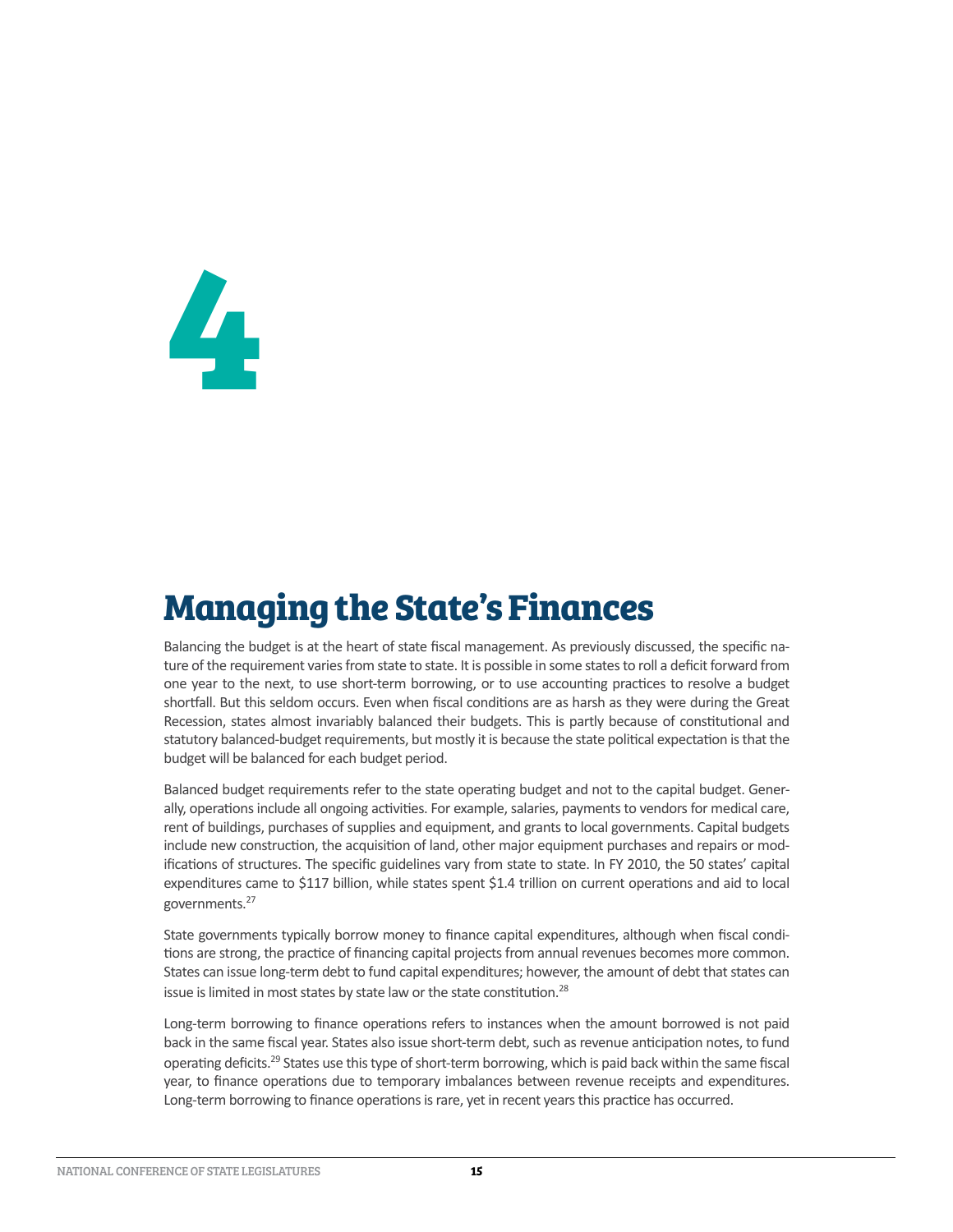# 4

## Managing the State's Finances

Balancing the budget is at the heart of state fiscal management. As previously discussed, the specific nature of the requirement varies from state to state. It is possible in some states to roll a deficit forward from one year to the next, to use short-term borrowing, or to use accounting practices to resolve a budget shortfall. But this seldom occurs. Even when fiscal conditions are as harsh as they were during the Great Recession, states almost invariably balanced their budgets. This is partly because of constitutional and statutory balanced-budget requirements, but mostly it is because the state political expectation is that the budget will be balanced for each budget period.

Balanced budget requirements refer to the state operating budget and not to the capital budget. Generally, operations include all ongoing activities. For example, salaries, payments to vendors for medical care, rent of buildings, purchases of supplies and equipment, and grants to local governments. Capital budgets include new construction, the acquisition of land, other major equipment purchases and repairs or modifications of structures. The specific guidelines vary from state to state. In FY 2010, the 50 states' capital expenditures came to $117 billion, while states spent $1.4 trillion on current operations and aid to local governments.[27]

State governments typically borrow money to finance capital expenditures, although when fiscal conditions are strong, the practice of financing capital projects from annual revenues becomes more common. States can issue long-term debt to fund capital expenditures; however, the amount of debt that states can issue is limited in most states by state law or the state constitution.[28]

Long-term borrowing to finance operations refers to instances when the amount borrowed is not paid back in the same fiscal year. States also issue short-term debt, such as revenue anticipation notes, to fund operating deficits.[29] States use this type of short-term borrowing, which is paid back within the same fiscal year, to finance operations due to temporary imbalances between revenue receipts and expenditures. Long-term borrowing to finance operations is rare, yet in recent years this practice has occurred.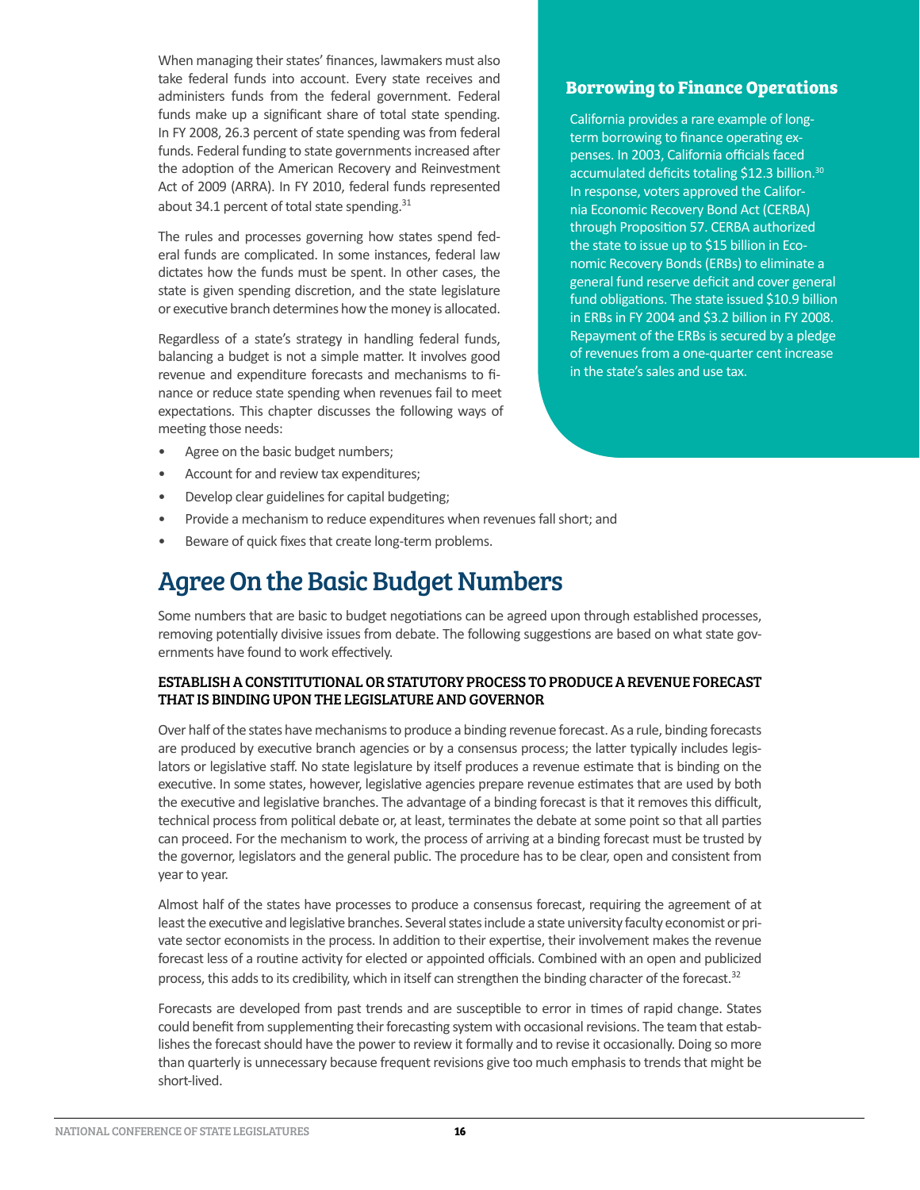When managing their states' finances, lawmakers must also take federal funds into account. Every state receives and administers funds from the federal government. Federal funds make up a significant share of total state spending. In FY 2008, 26.3 percent of state spending was from federal funds. Federal funding to state governments increased after the adoption of the American Recovery and Reinvestment Act of 2009 (ARRA). In FY 2010, federal funds represented about 34.1 percent of total state spending.[31]

The rules and processes governing how states spend federal funds are complicated. In some instances, federal law dictates how the funds must be spent. In other cases, the state is given spending discretion, and the state legislature or executive branch determines how the money is allocated.

Regardless of a state's strategy in handling federal funds, balancing a budget is not a simple matter. It involves good revenue and expenditure forecasts and mechanisms to finance or reduce state spending when revenues fail to meet expectations. This chapter discusses the following ways of meeting those needs:

- Agree on the basic budget numbers;
- Account for and review tax expenditures;
- Develop clear guidelines for capital budgeting;
- Provide a mechanism to reduce expenditures when revenues fall short; and
- Beware of quick fixes that create long-term problems.

### Borrowing to Finance Operations

California provides a rare example of long-term borrowing to finance operating expenses. In 2003, California officials faced accumulated deficits totaling $12.3 billion.[30] In response, voters approved the California Economic Recovery Bond Act (CERBA) through Proposition 57. CERBA authorized the state to issue up to $15 billion in Economic Recovery Bonds (ERBs) to eliminate a general fund reserve deficit and cover general fund obligations. The state issued $10.9 billion in ERBs in FY 2004 and $3.2 billion in FY 2008. Repayment of the ERBs is secured by a pledge of revenues from a one-quarter cent increase in the state's sales and use tax.

## Agree On the Basic Budget Numbers

Some numbers that are basic to budget negotiations can be agreed upon through established processes, removing potentially divisive issues from debate. The following suggestions are based on what state governments have found to work effectively.

#### ESTABLISH A CONSTITUTIONAL OR STATUTORY PROCESS TO PRODUCE A REVENUE FORECAST THAT IS BINDING UPON THE LEGISLATURE AND GOVERNOR

Over half of the states have mechanisms to produce a binding revenue forecast. As a rule, binding forecasts are produced by executive branch agencies or by a consensus process; the latter typically includes legislators or legislative staff. No state legislature by itself produces a revenue estimate that is binding on the executive. In some states, however, legislative agencies prepare revenue estimates that are used by both the executive and legislative branches. The advantage of a binding forecast is that it removes this difficult, technical process from political debate or, at least, terminates the debate at some point so that all parties can proceed. For the mechanism to work, the process of arriving at a binding forecast must be trusted by the governor, legislators and the general public. The procedure has to be clear, open and consistent from year to year.

Almost half of the states have processes to produce a consensus forecast, requiring the agreement of at least the executive and legislative branches. Several states include a state university faculty economist or private sector economists in the process. In addition to their expertise, their involvement makes the revenue forecast less of a routine activity for elected or appointed officials. Combined with an open and publicized process, this adds to its credibility, which in itself can strengthen the binding character of the forecast.[32]

Forecasts are developed from past trends and are susceptible to error in times of rapid change. States could benefit from supplementing their forecasting system with occasional revisions. The team that establishes the forecast should have the power to review it formally and to revise it occasionally. Doing so more than quarterly is unnecessary because frequent revisions give too much emphasis to trends that might be short-lived.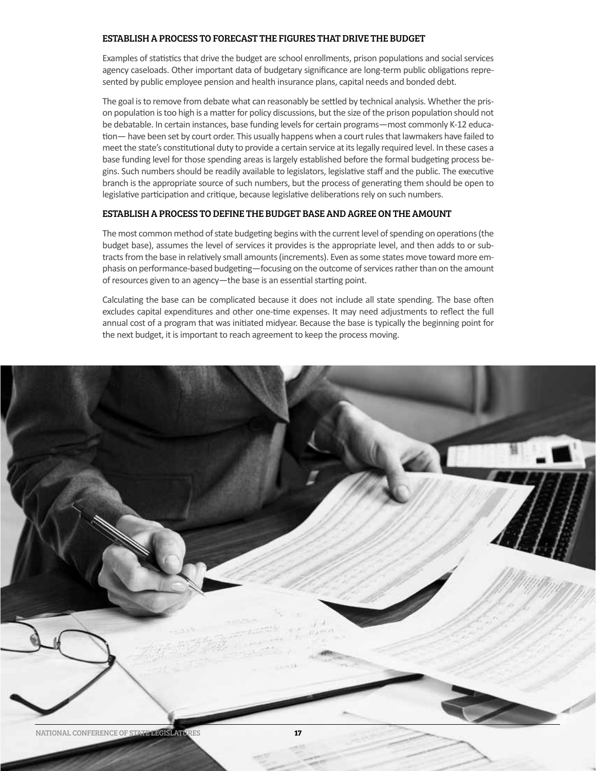### ESTABLISH A PROCESS TO FORECAST THE FIGURES THAT DRIVE THE BUDGET

Examples of statistics that drive the budget are school enrollments, prison populations and social services agency caseloads. Other important data of budgetary significance are long-term public obligations represented by public employee pension and health insurance plans, capital needs and bonded debt.

The goal is to remove from debate what can reasonably be settled by technical analysis. Whether the prison population is too high is a matter for policy discussions, but the size of the prison population should not be debatable. In certain instances, base funding levels for certain programs—most commonly K-12 education— have been set by court order. This usually happens when a court rules that lawmakers have failed to meet the state's constitutional duty to provide a certain service at its legally required level. In these cases a base funding level for those spending areas is largely established before the formal budgeting process begins. Such numbers should be readily available to legislators, legislative staff and the public. The executive branch is the appropriate source of such numbers, but the process of generating them should be open to legislative participation and critique, because legislative deliberations rely on such numbers.

### ESTABLISH A PROCESS TO DEFINE THE BUDGET BASE AND AGREE ON THE AMOUNT

The most common method of state budgeting begins with the current level of spending on operations (the budget base), assumes the level of services it provides is the appropriate level, and then adds to or subtracts from the base in relatively small amounts (increments). Even as some states move toward more emphasis on performance-based budgeting—focusing on the outcome of services rather than on the amount of resources given to an agency—the base is an essential starting point.

Calculating the base can be complicated because it does not include all state spending. The base often excludes capital expenditures and other one-time expenses. It may need adjustments to reflect the full annual cost of a program that was initiated midyear. Because the base is typically the beginning point for the next budget, it is important to reach agreement to keep the process moving.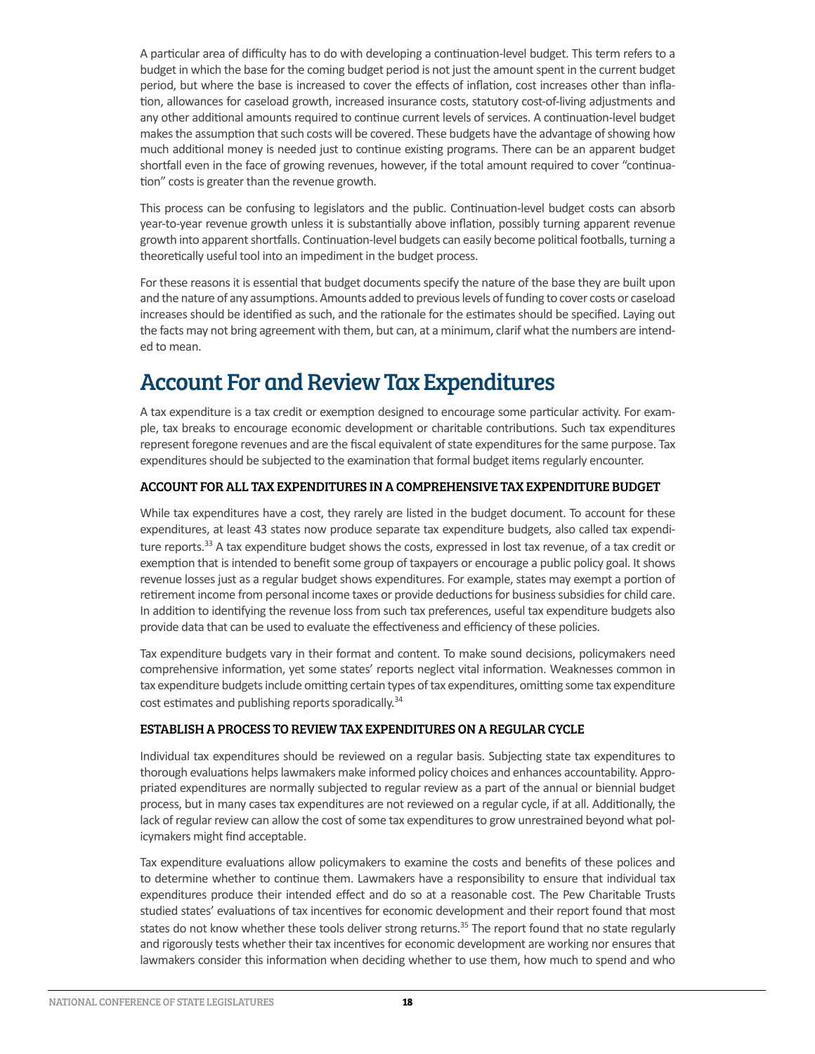A particular area of difficulty has to do with developing a continuation-level budget. This term refers to a budget in which the base for the coming budget period is not just the amount spent in the current budget period, but where the base is increased to cover the effects of inflation, cost increases other than inflation, allowances for caseload growth, increased insurance costs, statutory cost-of-living adjustments and any other additional amounts required to continue current levels of services. A continuation-level budget makes the assumption that such costs will be covered. These budgets have the advantage of showing how much additional money is needed just to continue existing programs. There can be an apparent budget shortfall even in the face of growing revenues, however, if the total amount required to cover "continuation" costs is greater than the revenue growth.

This process can be confusing to legislators and the public. Continuation-level budget costs can absorb year-to-year revenue growth unless it is substantially above inflation, possibly turning apparent revenue growth into apparent shortfalls. Continuation-level budgets can easily become political footballs, turning a theoretically useful tool into an impediment in the budget process.

For these reasons it is essential that budget documents specify the nature of the base they are built upon and the nature of any assumptions. Amounts added to previous levels of funding to cover costs or caseload increases should be identified as such, and the rationale for the estimates should be specified. Laying out the facts may not bring agreement with them, but can, at a minimum, clarif what the numbers are intended to mean.

# Account For and Review Tax Expenditures

A tax expenditure is a tax credit or exemption designed to encourage some particular activity. For example, tax breaks to encourage economic development or charitable contributions. Such tax expenditures represent foregone revenues and are the fiscal equivalent of state expenditures for the same purpose. Tax expenditures should be subjected to the examination that formal budget items regularly encounter.

### ACCOUNT FOR ALL TAX EXPENDITURES IN A COMPREHENSIVE TAX EXPENDITURE BUDGET

While tax expenditures have a cost, they rarely are listed in the budget document. To account for these expenditures, at least 43 states now produce separate tax expenditure budgets, also called tax expenditure reports.[33] A tax expenditure budget shows the costs, expressed in lost tax revenue, of a tax credit or exemption that is intended to benefit some group of taxpayers or encourage a public policy goal. It shows revenue losses just as a regular budget shows expenditures. For example, states may exempt a portion of retirement income from personal income taxes or provide deductions for business subsidies for child care. In addition to identifying the revenue loss from such tax preferences, useful tax expenditure budgets also provide data that can be used to evaluate the effectiveness and efficiency of these policies.

Tax expenditure budgets vary in their format and content. To make sound decisions, policymakers need comprehensive information, yet some states' reports neglect vital information. Weaknesses common in tax expenditure budgets include omitting certain types of tax expenditures, omitting some tax expenditure cost estimates and publishing reports sporadically.[34]

### ESTABLISH A PROCESS TO REVIEW TAX EXPENDITURES ON A REGULAR CYCLE

Individual tax expenditures should be reviewed on a regular basis. Subjecting state tax expenditures to thorough evaluations helps lawmakers make informed policy choices and enhances accountability. Appropriated expenditures are normally subjected to regular review as a part of the annual or biennial budget process, but in many cases tax expenditures are not reviewed on a regular cycle, if at all. Additionally, the lack of regular review can allow the cost of some tax expenditures to grow unrestrained beyond what policymakers might find acceptable.

Tax expenditure evaluations allow policymakers to examine the costs and benefits of these polices and to determine whether to continue them. Lawmakers have a responsibility to ensure that individual tax expenditures produce their intended effect and do so at a reasonable cost. The Pew Charitable Trusts studied states' evaluations of tax incentives for economic development and their report found that most states do not know whether these tools deliver strong returns.[35] The report found that no state regularly and rigorously tests whether their tax incentives for economic development are working nor ensures that lawmakers consider this information when deciding whether to use them, how much to spend and who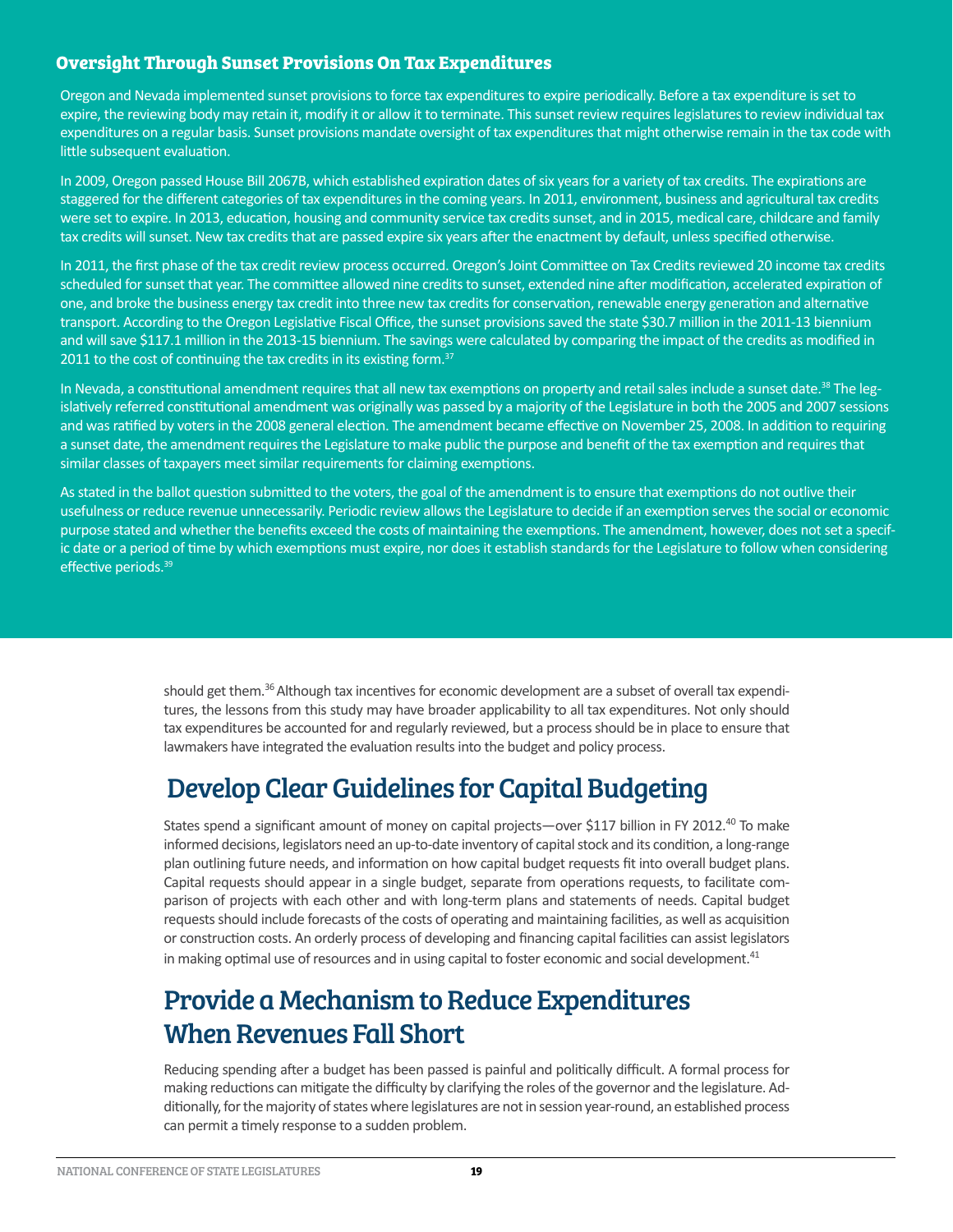### Oversight Through Sunset Provisions On Tax Expenditures

Oregon and Nevada implemented sunset provisions to force tax expenditures to expire periodically. Before a tax expenditure is set to expire, the reviewing body may retain it, modify it or allow it to terminate. This sunset review requires legislatures to review individual tax expenditures on a regular basis. Sunset provisions mandate oversight of tax expenditures that might otherwise remain in the tax code with little subsequent evaluation.

In 2009, Oregon passed House Bill 2067B, which established expiration dates of six years for a variety of tax credits. The expirations are staggered for the different categories of tax expenditures in the coming years. In 2011, environment, business and agricultural tax credits were set to expire. In 2013, education, housing and community service tax credits sunset, and in 2015, medical care, childcare and family tax credits will sunset. New tax credits that are passed expire six years after the enactment by default, unless specified otherwise.

In 2011, the first phase of the tax credit review process occurred. Oregon's Joint Committee on Tax Credits reviewed 20 income tax credits scheduled for sunset that year. The committee allowed nine credits to sunset, extended nine after modification, accelerated expiration of one, and broke the business energy tax credit into three new tax credits for conservation, renewable energy generation and alternative transport. According to the Oregon Legislative Fiscal Office, the sunset provisions saved the state $30.7 million in the 2011-13 biennium and will save $117.1 million in the 2013-15 biennium. The savings were calculated by comparing the impact of the credits as modified in 2011 to the cost of continuing the tax credits in its existing form.[37]

In Nevada, a constitutional amendment requires that all new tax exemptions on property and retail sales include a sunset date.[38] The legislatively referred constitutional amendment was originally was passed by a majority of the Legislature in both the 2005 and 2007 sessions and was ratified by voters in the 2008 general election. The amendment became effective on November 25, 2008. In addition to requiring a sunset date, the amendment requires the Legislature to make public the purpose and benefit of the tax exemption and requires that similar classes of taxpayers meet similar requirements for claiming exemptions.

As stated in the ballot question submitted to the voters, the goal of the amendment is to ensure that exemptions do not outlive their usefulness or reduce revenue unnecessarily. Periodic review allows the Legislature to decide if an exemption serves the social or economic purpose stated and whether the benefits exceed the costs of maintaining the exemptions. The amendment, however, does not set a specific date or a period of time by which exemptions must expire, nor does it establish standards for the Legislature to follow when considering effective periods.[39]

should get them.[36] Although tax incentives for economic development are a subset of overall tax expenditures, the lessons from this study may have broader applicability to all tax expenditures. Not only should tax expenditures be accounted for and regularly reviewed, but a process should be in place to ensure that lawmakers have integrated the evaluation results into the budget and policy process.

## Develop Clear Guidelines for Capital Budgeting

States spend a significant amount of money on capital projects—over $117 billion in FY 2012.[40] To make informed decisions, legislators need an up-to-date inventory of capital stock and its condition, a long-range plan outlining future needs, and information on how capital budget requests fit into overall budget plans. Capital requests should appear in a single budget, separate from operations requests, to facilitate comparison of projects with each other and with long-term plans and statements of needs. Capital budget requests should include forecasts of the costs of operating and maintaining facilities, as well as acquisition or construction costs. An orderly process of developing and financing capital facilities can assist legislators in making optimal use of resources and in using capital to foster economic and social development.[41]

## Provide a Mechanism to Reduce Expenditures When Revenues Fall Short

Reducing spending after a budget has been passed is painful and politically difficult. A formal process for making reductions can mitigate the difficulty by clarifying the roles of the governor and the legislature. Additionally, for the majority of states where legislatures are not in session year-round, an established process can permit a timely response to a sudden problem.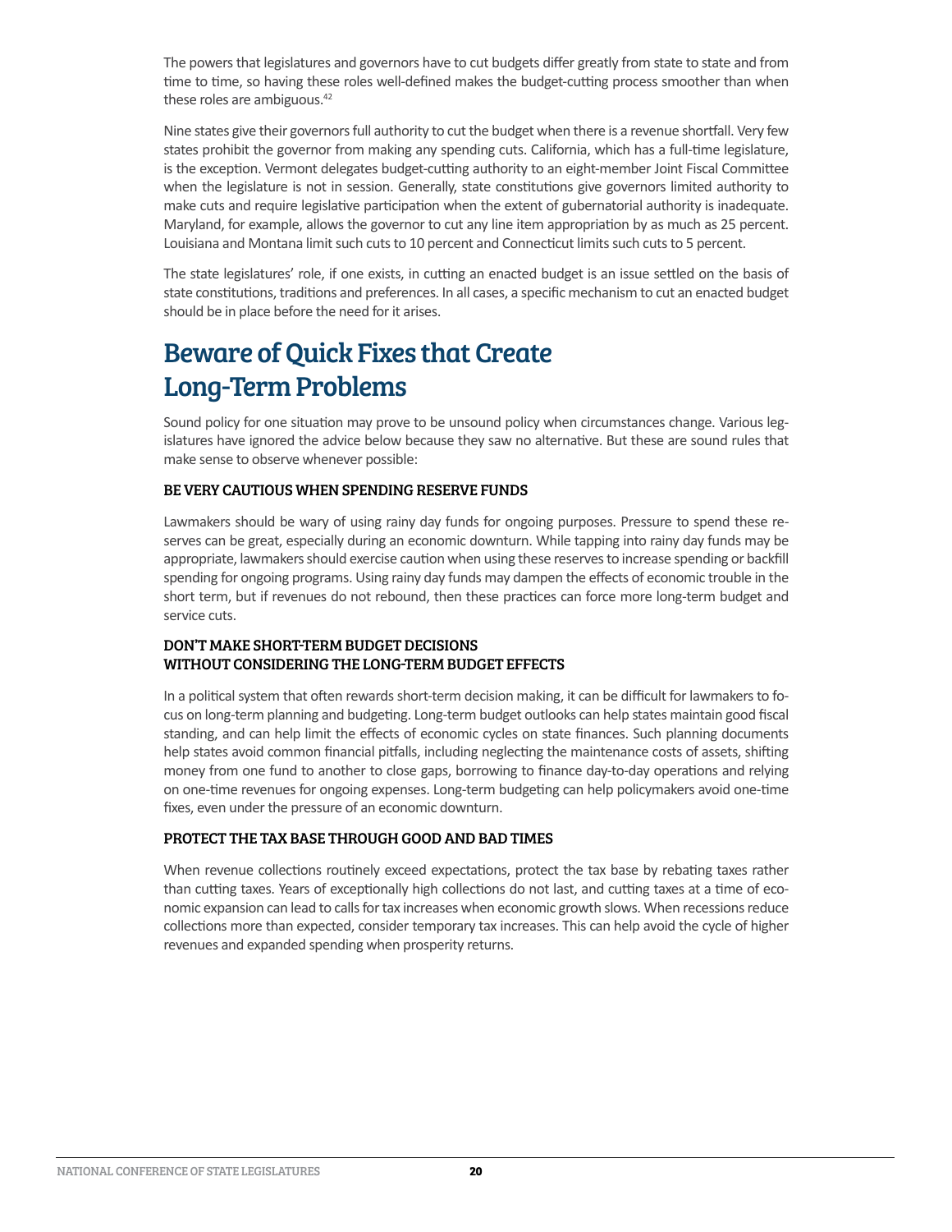The powers that legislatures and governors have to cut budgets differ greatly from state to state and from time to time, so having these roles well-defined makes the budget-cutting process smoother than when these roles are ambiguous.[42]

Nine states give their governors full authority to cut the budget when there is a revenue shortfall. Very few states prohibit the governor from making any spending cuts. California, which has a full-time legislature, is the exception. Vermont delegates budget-cutting authority to an eight-member Joint Fiscal Committee when the legislature is not in session. Generally, state constitutions give governors limited authority to make cuts and require legislative participation when the extent of gubernatorial authority is inadequate. Maryland, for example, allows the governor to cut any line item appropriation by as much as 25 percent. Louisiana and Montana limit such cuts to 10 percent and Connecticut limits such cuts to 5 percent.

The state legislatures' role, if one exists, in cutting an enacted budget is an issue settled on the basis of state constitutions, traditions and preferences. In all cases, a specific mechanism to cut an enacted budget should be in place before the need for it arises.

# Beware of Quick Fixes that Create Long-Term Problems

Sound policy for one situation may prove to be unsound policy when circumstances change. Various legislatures have ignored the advice below because they saw no alternative. But these are sound rules that make sense to observe whenever possible:

### BE VERY CAUTIOUS WHEN SPENDING RESERVE FUNDS

Lawmakers should be wary of using rainy day funds for ongoing purposes. Pressure to spend these reserves can be great, especially during an economic downturn. While tapping into rainy day funds may be appropriate, lawmakers should exercise caution when using these reserves to increase spending or backfill spending for ongoing programs. Using rainy day funds may dampen the effects of economic trouble in the short term, but if revenues do not rebound, then these practices can force more long-term budget and service cuts.

### DON'T MAKE SHORT-TERM BUDGET DECISIONS WITHOUT CONSIDERING THE LONG-TERM BUDGET EFFECTS

In a political system that often rewards short-term decision making, it can be difficult for lawmakers to focus on long-term planning and budgeting. Long-term budget outlooks can help states maintain good fiscal standing, and can help limit the effects of economic cycles on state finances. Such planning documents help states avoid common financial pitfalls, including neglecting the maintenance costs of assets, shifting money from one fund to another to close gaps, borrowing to finance day-to-day operations and relying on one-time revenues for ongoing expenses. Long-term budgeting can help policymakers avoid one-time fixes, even under the pressure of an economic downturn.

### PROTECT THE TAX BASE THROUGH GOOD AND BAD TIMES

When revenue collections routinely exceed expectations, protect the tax base by rebating taxes rather than cutting taxes. Years of exceptionally high collections do not last, and cutting taxes at a time of economic expansion can lead to calls for tax increases when economic growth slows. When recessions reduce collections more than expected, consider temporary tax increases. This can help avoid the cycle of higher revenues and expanded spending when prosperity returns.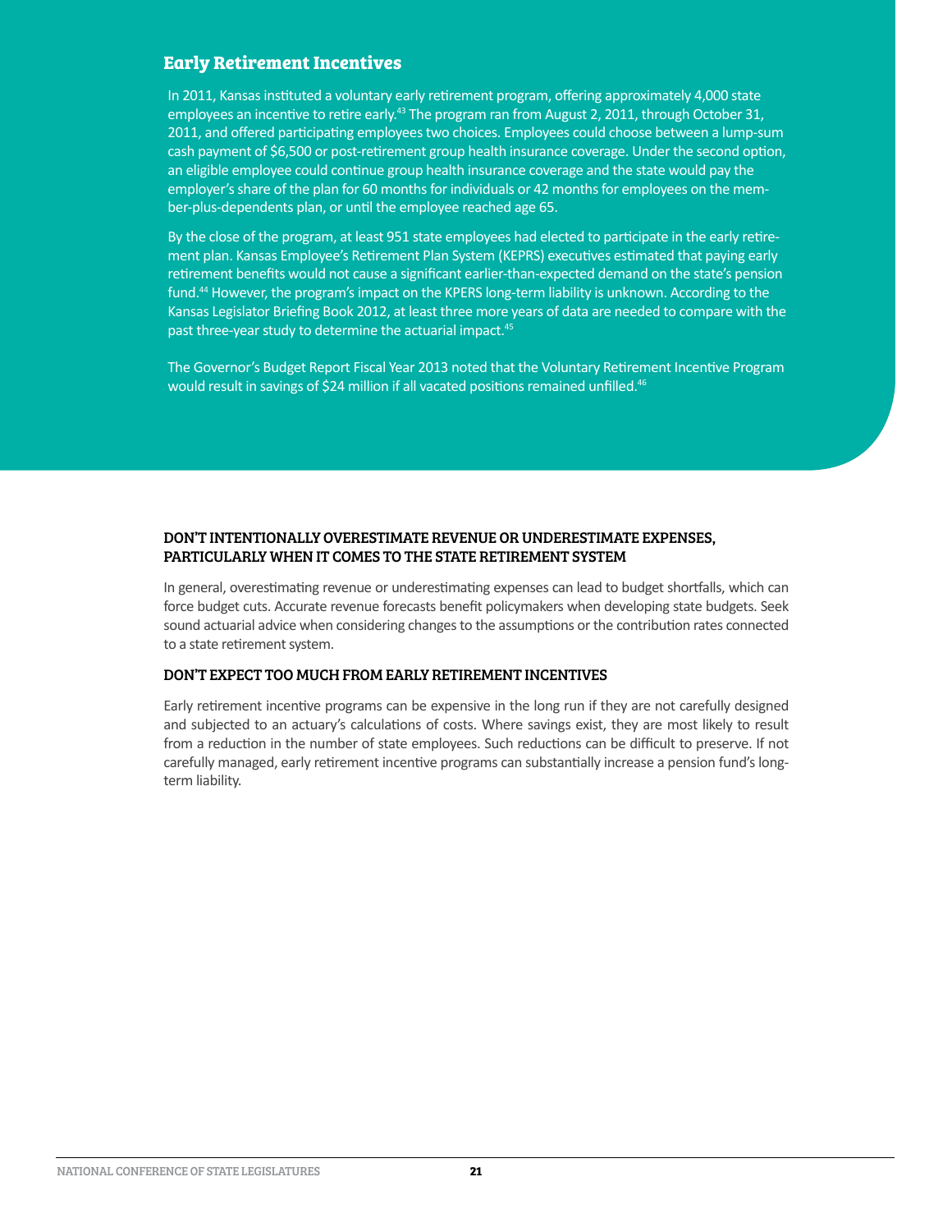## Early Retirement Incentives

In 2011, Kansas instituted a voluntary early retirement program, offering approximately 4,000 state employees an incentive to retire early.[43] The program ran from August 2, 2011, through October 31, 2011, and offered participating employees two choices. Employees could choose between a lump-sum cash payment of $6,500 or post-retirement group health insurance coverage. Under the second option, an eligible employee could continue group health insurance coverage and the state would pay the employer's share of the plan for 60 months for individuals or 42 months for employees on the member-plus-dependents plan, or until the employee reached age 65.

By the close of the program, at least 951 state employees had elected to participate in the early retirement plan. Kansas Employee's Retirement Plan System (KEPRS) executives estimated that paying early retirement benefits would not cause a significant earlier-than-expected demand on the state's pension fund.[44] However, the program's impact on the KPERS long-term liability is unknown. According to the Kansas Legislator Briefing Book 2012, at least three more years of data are needed to compare with the past three-year study to determine the actuarial impact.[45]

The Governor's Budget Report Fiscal Year 2013 noted that the Voluntary Retirement Incentive Program would result in savings of $24 million if all vacated positions remained unfilled.[46]

### DON'T INTENTIONALLY OVERESTIMATE REVENUE OR UNDERESTIMATE EXPENSES, PARTICULARLY WHEN IT COMES TO THE STATE RETIREMENT SYSTEM

In general, overestimating revenue or underestimating expenses can lead to budget shortfalls, which can force budget cuts. Accurate revenue forecasts benefit policymakers when developing state budgets. Seek sound actuarial advice when considering changes to the assumptions or the contribution rates connected to a state retirement system.

### DON'T EXPECT TOO MUCH FROM EARLY RETIREMENT INCENTIVES

Early retirement incentive programs can be expensive in the long run if they are not carefully designed and subjected to an actuary's calculations of costs. Where savings exist, they are most likely to result from a reduction in the number of state employees. Such reductions can be difficult to preserve. If not carefully managed, early retirement incentive programs can substantially increase a pension fund's long-term liability.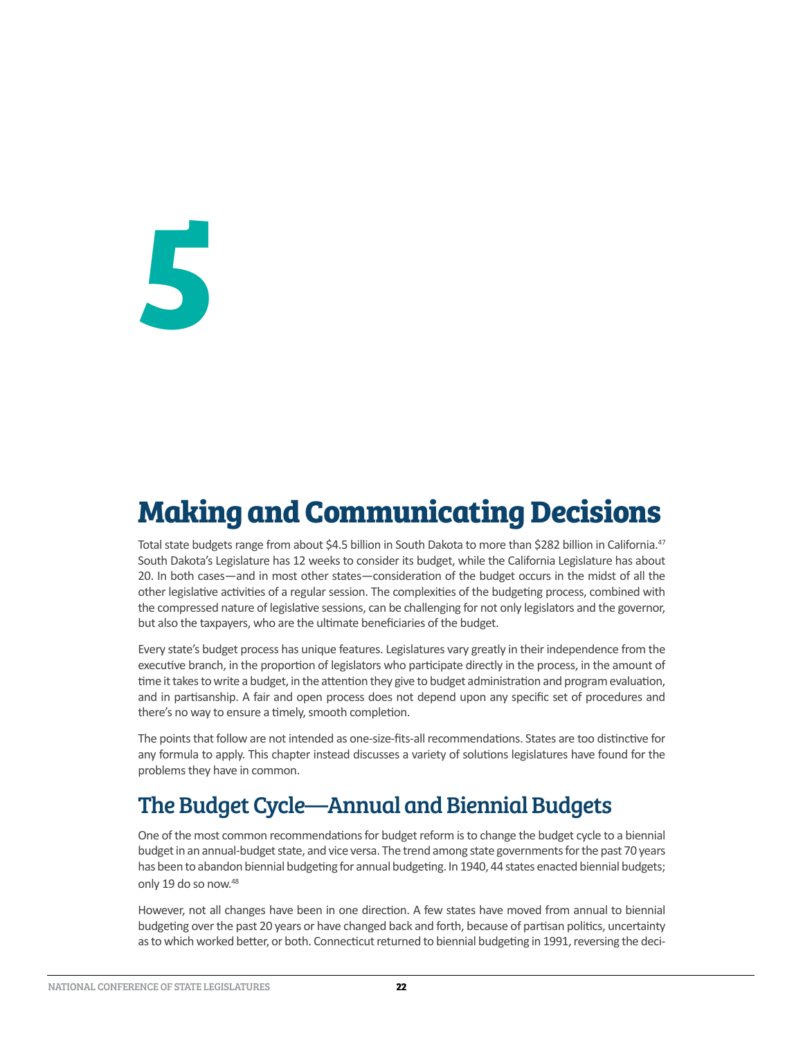5

# Making and Communicating Decisions

Total state budgets range from about $4.5 billion in South Dakota to more than $282 billion in California.[47] South Dakota's Legislature has 12 weeks to consider its budget, while the California Legislature has about 20. In both cases—and in most other states—consideration of the budget occurs in the midst of all the other legislative activities of a regular session. The complexities of the budgeting process, combined with the compressed nature of legislative sessions, can be challenging for not only legislators and the governor, but also the taxpayers, who are the ultimate beneficiaries of the budget.

Every state's budget process has unique features. Legislatures vary greatly in their independence from the executive branch, in the proportion of legislators who participate directly in the process, in the amount of time it takes to write a budget, in the attention they give to budget administration and program evaluation, and in partisanship. A fair and open process does not depend upon any specific set of procedures and there's no way to ensure a timely, smooth completion.

The points that follow are not intended as one-size-fits-all recommendations. States are too distinctive for any formula to apply. This chapter instead discusses a variety of solutions legislatures have found for the problems they have in common.

## The Budget Cycle—Annual and Biennial Budgets

One of the most common recommendations for budget reform is to change the budget cycle to a biennial budget in an annual-budget state, and vice versa. The trend among state governments for the past 70 years has been to abandon biennial budgeting for annual budgeting. In 1940, 44 states enacted biennial budgets; only 19 do so now.[48]

However, not all changes have been in one direction. A few states have moved from annual to biennial budgeting over the past 20 years or have changed back and forth, because of partisan politics, uncertainty as to which worked better, or both. Connecticut returned to biennial budgeting in 1991, reversing the deci-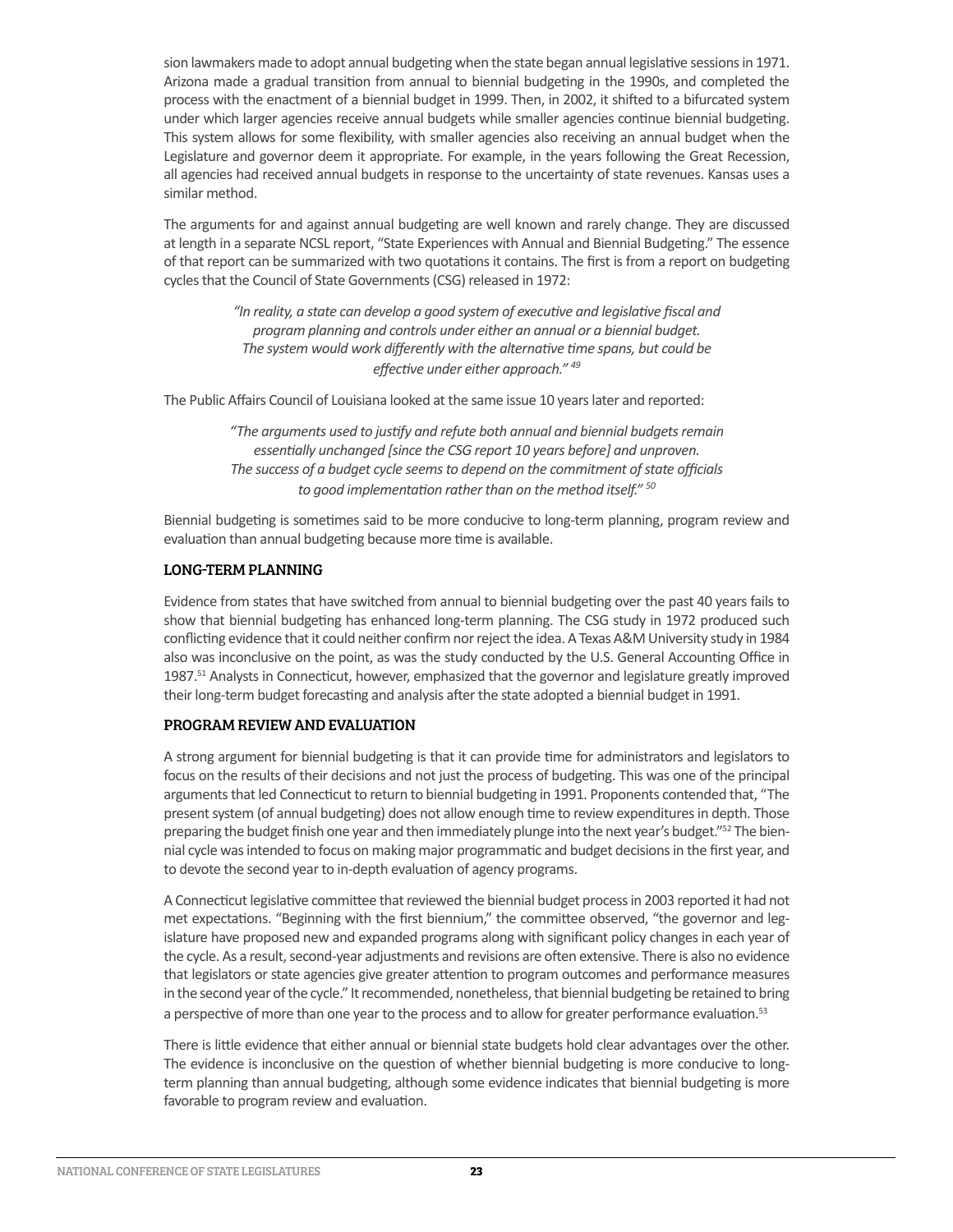sion lawmakers made to adopt annual budgeting when the state began annual legislative sessions in 1971. Arizona made a gradual transition from annual to biennial budgeting in the 1990s, and completed the process with the enactment of a biennial budget in 1999. Then, in 2002, it shifted to a bifurcated system under which larger agencies receive annual budgets while smaller agencies continue biennial budgeting. This system allows for some flexibility, with smaller agencies also receiving an annual budget when the Legislature and governor deem it appropriate. For example, in the years following the Great Recession, all agencies had received annual budgets in response to the uncertainty of state revenues. Kansas uses a similar method.

The arguments for and against annual budgeting are well known and rarely change. They are discussed at length in a separate NCSL report, "State Experiences with Annual and Biennial Budgeting." The essence of that report can be summarized with two quotations it contains. The first is from a report on budgeting cycles that the Council of State Governments (CSG) released in 1972:

> *"In reality, a state can develop a good system of executive and legislative fiscal and program planning and controls under either an annual or a biennial budget. The system would work differently with the alternative time spans, but could be effective under either approach."* [49]

The Public Affairs Council of Louisiana looked at the same issue 10 years later and reported:

> *"The arguments used to justify and refute both annual and biennial budgets remain essentially unchanged [since the CSG report 10 years before] and unproven. The success of a budget cycle seems to depend on the commitment of state officials to good implementation rather than on the method itself."* [50]

Biennial budgeting is sometimes said to be more conducive to long-term planning, program review and evaluation than annual budgeting because more time is available.

### LONG-TERM PLANNING

Evidence from states that have switched from annual to biennial budgeting over the past 40 years fails to show that biennial budgeting has enhanced long-term planning. The CSG study in 1972 produced such conflicting evidence that it could neither confirm nor reject the idea. A Texas A&M University study in 1984 also was inconclusive on the point, as was the study conducted by the U.S. General Accounting Office in 1987.[51] Analysts in Connecticut, however, emphasized that the governor and legislature greatly improved their long-term budget forecasting and analysis after the state adopted a biennial budget in 1991.

### PROGRAM REVIEW AND EVALUATION

A strong argument for biennial budgeting is that it can provide time for administrators and legislators to focus on the results of their decisions and not just the process of budgeting. This was one of the principal arguments that led Connecticut to return to biennial budgeting in 1991. Proponents contended that, "The present system (of annual budgeting) does not allow enough time to review expenditures in depth. Those preparing the budget finish one year and then immediately plunge into the next year's budget."[52] The biennial cycle was intended to focus on making major programmatic and budget decisions in the first year, and to devote the second year to in-depth evaluation of agency programs.

A Connecticut legislative committee that reviewed the biennial budget process in 2003 reported it had not met expectations. "Beginning with the first biennium," the committee observed, "the governor and legislature have proposed new and expanded programs along with significant policy changes in each year of the cycle. As a result, second-year adjustments and revisions are often extensive. There is also no evidence that legislators or state agencies give greater attention to program outcomes and performance measures in the second year of the cycle." It recommended, nonetheless, that biennial budgeting be retained to bring a perspective of more than one year to the process and to allow for greater performance evaluation.[53]

There is little evidence that either annual or biennial state budgets hold clear advantages over the other. The evidence is inconclusive on the question of whether biennial budgeting is more conducive to long-term planning than annual budgeting, although some evidence indicates that biennial budgeting is more favorable to program review and evaluation.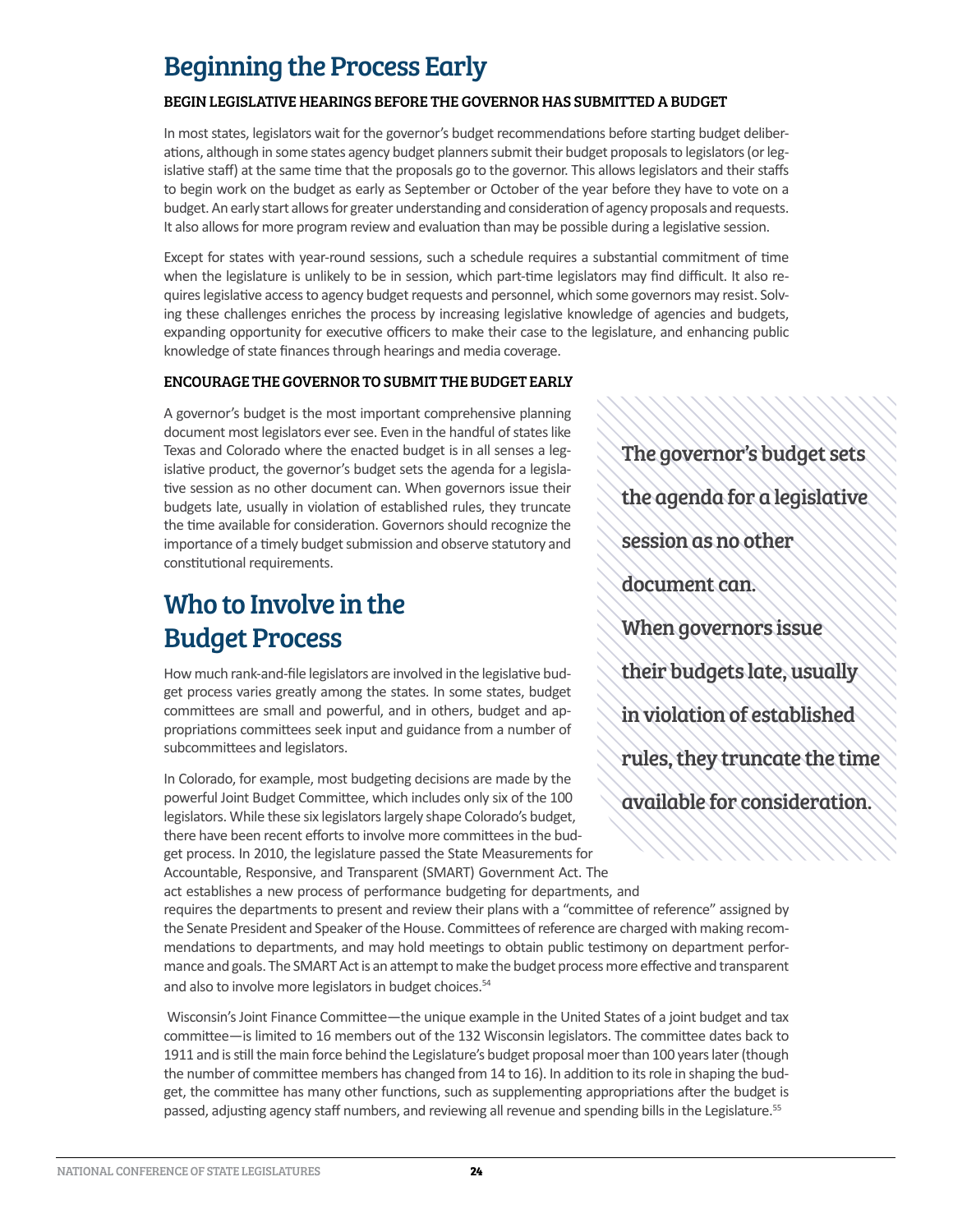# Beginning the Process Early

### BEGIN LEGISLATIVE HEARINGS BEFORE THE GOVERNOR HAS SUBMITTED A BUDGET

In most states, legislators wait for the governor's budget recommendations before starting budget deliberations, although in some states agency budget planners submit their budget proposals to legislators (or legislative staff) at the same time that the proposals go to the governor. This allows legislators and their staffs to begin work on the budget as early as September or October of the year before they have to vote on a budget. An early start allows for greater understanding and consideration of agency proposals and requests. It also allows for more program review and evaluation than may be possible during a legislative session.

Except for states with year-round sessions, such a schedule requires a substantial commitment of time when the legislature is unlikely to be in session, which part-time legislators may find difficult. It also requires legislative access to agency budget requests and personnel, which some governors may resist. Solving these challenges enriches the process by increasing legislative knowledge of agencies and budgets, expanding opportunity for executive officers to make their case to the legislature, and enhancing public knowledge of state finances through hearings and media coverage.

### ENCOURAGE THE GOVERNOR TO SUBMIT THE BUDGET EARLY

A governor's budget is the most important comprehensive planning document most legislators ever see. Even in the handful of states like Texas and Colorado where the enacted budget is in all senses a legislative product, the governor's budget sets the agenda for a legislative session as no other document can. When governors issue their budgets late, usually in violation of established rules, they truncate the time available for consideration. Governors should recognize the importance of a timely budget submission and observe statutory and constitutional requirements.

> The governor's budget sets the agenda for a legislative session as no other document can. When governors issue their budgets late, usually in violation of established rules, they truncate the time available for consideration.

# Who to Involve in the Budget Process

How much rank-and-file legislators are involved in the legislative budget process varies greatly among the states. In some states, budget committees are small and powerful, and in others, budget and appropriations committees seek input and guidance from a number of subcommittees and legislators.

In Colorado, for example, most budgeting decisions are made by the powerful Joint Budget Committee, which includes only six of the 100 legislators. While these six legislators largely shape Colorado's budget, there have been recent efforts to involve more committees in the budget process. In 2010, the legislature passed the State Measurements for Accountable, Responsive, and Transparent (SMART) Government Act. The act establishes a new process of performance budgeting for departments, and requires the departments to present and review their plans with a "committee of reference" assigned by the Senate President and Speaker of the House. Committees of reference are charged with making recommendations to departments, and may hold meetings to obtain public testimony on department performance and goals. The SMART Act is an attempt to make the budget process more effective and transparent and also to involve more legislators in budget choices.[54]

Wisconsin's Joint Finance Committee—the unique example in the United States of a joint budget and tax committee—is limited to 16 members out of the 132 Wisconsin legislators. The committee dates back to 1911 and is still the main force behind the Legislature's budget proposal moer than 100 years later (though the number of committee members has changed from 14 to 16). In addition to its role in shaping the budget, the committee has many other functions, such as supplementing appropriations after the budget is passed, adjusting agency staff numbers, and reviewing all revenue and spending bills in the Legislature.[55]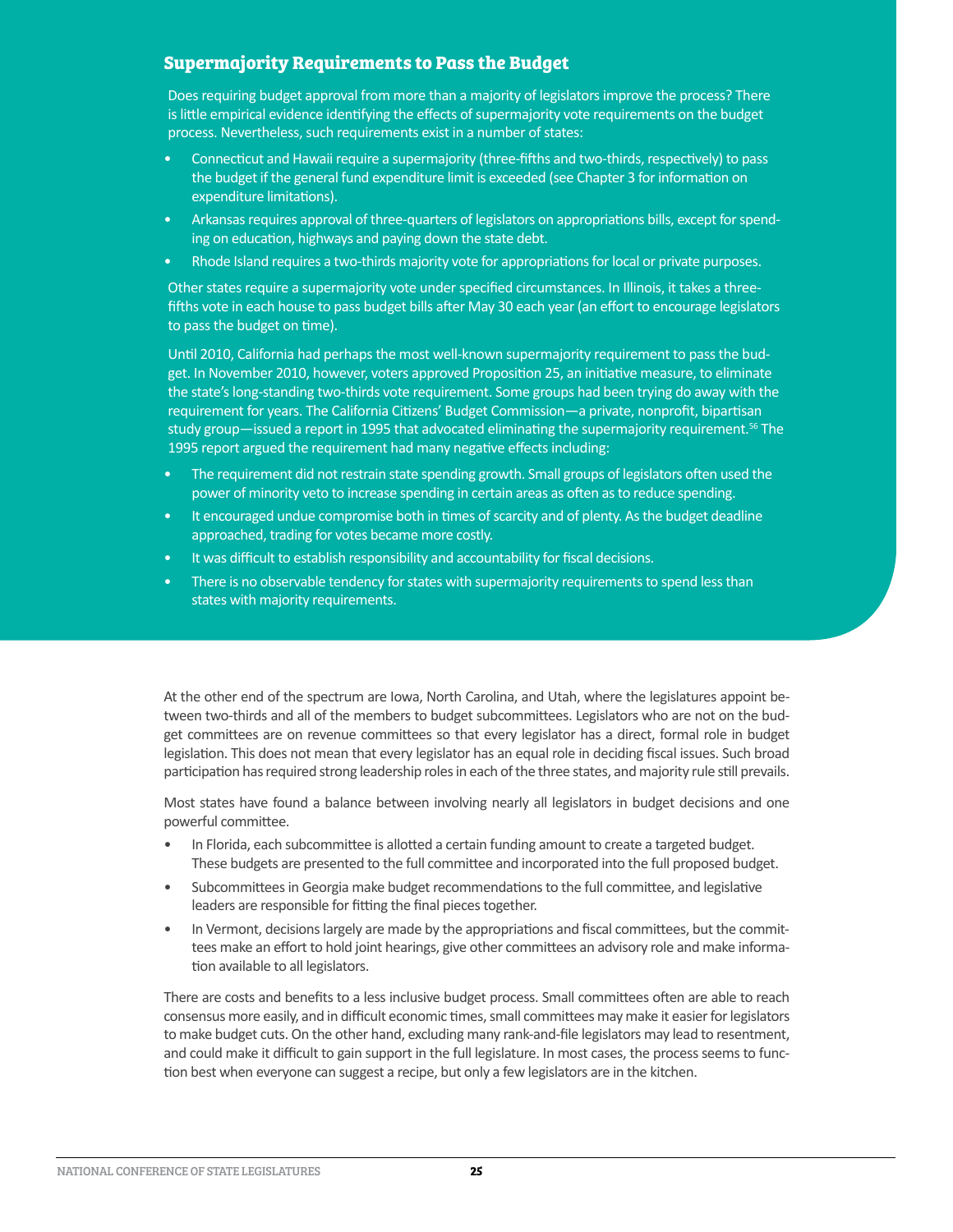## Supermajority Requirements to Pass the Budget

Does requiring budget approval from more than a majority of legislators improve the process? There is little empirical evidence identifying the effects of supermajority vote requirements on the budget process. Nevertheless, such requirements exist in a number of states:

- Connecticut and Hawaii require a supermajority (three-fifths and two-thirds, respectively) to pass the budget if the general fund expenditure limit is exceeded (see Chapter 3 for information on expenditure limitations).
- Arkansas requires approval of three-quarters of legislators on appropriations bills, except for spending on education, highways and paying down the state debt.
- Rhode Island requires a two-thirds majority vote for appropriations for local or private purposes.

Other states require a supermajority vote under specified circumstances. In Illinois, it takes a three-fifths vote in each house to pass budget bills after May 30 each year (an effort to encourage legislators to pass the budget on time).

Until 2010, California had perhaps the most well-known supermajority requirement to pass the budget. In November 2010, however, voters approved Proposition 25, an initiative measure, to eliminate the state's long-standing two-thirds vote requirement. Some groups had been trying do away with the requirement for years. The California Citizens' Budget Commission—a private, nonprofit, bipartisan study group—issued a report in 1995 that advocated eliminating the supermajority requirement.[56] The 1995 report argued the requirement had many negative effects including:

- The requirement did not restrain state spending growth. Small groups of legislators often used the power of minority veto to increase spending in certain areas as often as to reduce spending.
- It encouraged undue compromise both in times of scarcity and of plenty. As the budget deadline approached, trading for votes became more costly.
- It was difficult to establish responsibility and accountability for fiscal decisions.
- There is no observable tendency for states with supermajority requirements to spend less than states with majority requirements.

At the other end of the spectrum are Iowa, North Carolina, and Utah, where the legislatures appoint between two-thirds and all of the members to budget subcommittees. Legislators who are not on the budget committees are on revenue committees so that every legislator has a direct, formal role in budget legislation. This does not mean that every legislator has an equal role in deciding fiscal issues. Such broad participation has required strong leadership roles in each of the three states, and majority rule still prevails.

Most states have found a balance between involving nearly all legislators in budget decisions and one powerful committee.

- In Florida, each subcommittee is allotted a certain funding amount to create a targeted budget. These budgets are presented to the full committee and incorporated into the full proposed budget.
- Subcommittees in Georgia make budget recommendations to the full committee, and legislative leaders are responsible for fitting the final pieces together.
- In Vermont, decisions largely are made by the appropriations and fiscal committees, but the committees make an effort to hold joint hearings, give other committees an advisory role and make information available to all legislators.

There are costs and benefits to a less inclusive budget process. Small committees often are able to reach consensus more easily, and in difficult economic times, small committees may make it easier for legislators to make budget cuts. On the other hand, excluding many rank-and-file legislators may lead to resentment, and could make it difficult to gain support in the full legislature. In most cases, the process seems to function best when everyone can suggest a recipe, but only a few legislators are in the kitchen.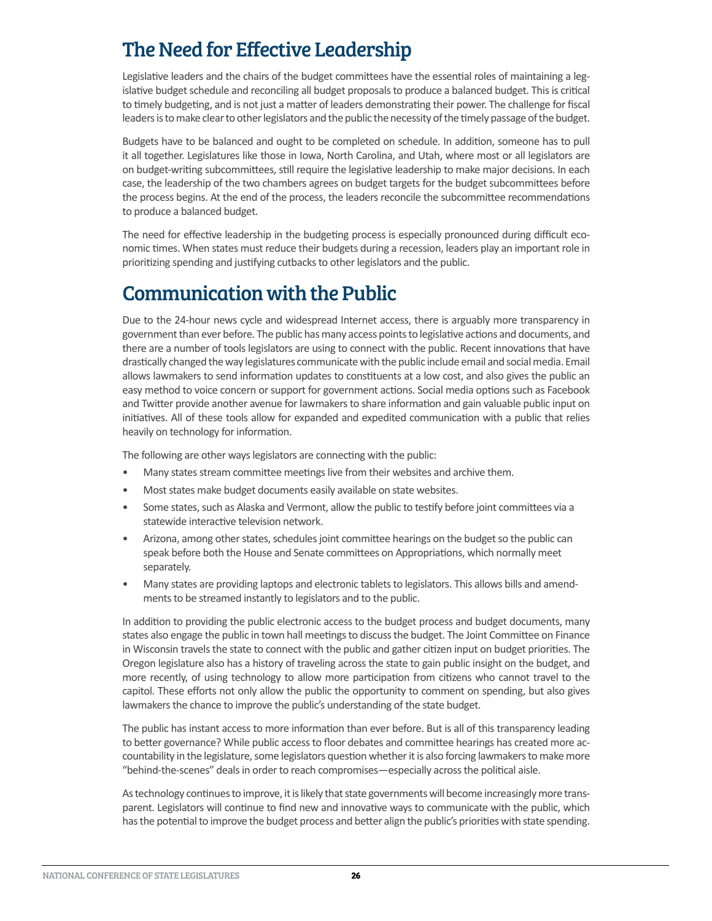## The Need for Effective Leadership

Legislative leaders and the chairs of the budget committees have the essential roles of maintaining a legislative budget schedule and reconciling all budget proposals to produce a balanced budget. This is critical to timely budgeting, and is not just a matter of leaders demonstrating their power. The challenge for fiscal leaders is to make clear to other legislators and the public the necessity of the timely passage of the budget.

Budgets have to be balanced and ought to be completed on schedule. In addition, someone has to pull it all together. Legislatures like those in Iowa, North Carolina, and Utah, where most or all legislators are on budget-writing subcommittees, still require the legislative leadership to make major decisions. In each case, the leadership of the two chambers agrees on budget targets for the budget subcommittees before the process begins. At the end of the process, the leaders reconcile the subcommittee recommendations to produce a balanced budget.

The need for effective leadership in the budgeting process is especially pronounced during difficult economic times. When states must reduce their budgets during a recession, leaders play an important role in prioritizing spending and justifying cutbacks to other legislators and the public.

## Communication with the Public

Due to the 24-hour news cycle and widespread Internet access, there is arguably more transparency in government than ever before. The public has many access points to legislative actions and documents, and there are a number of tools legislators are using to connect with the public. Recent innovations that have drastically changed the way legislatures communicate with the public include email and social media. Email allows lawmakers to send information updates to constituents at a low cost, and also gives the public an easy method to voice concern or support for government actions. Social media options such as Facebook and Twitter provide another avenue for lawmakers to share information and gain valuable public input on initiatives. All of these tools allow for expanded and expedited communication with a public that relies heavily on technology for information.

The following are other ways legislators are connecting with the public:

- Many states stream committee meetings live from their websites and archive them.
- Most states make budget documents easily available on state websites.
- Some states, such as Alaska and Vermont, allow the public to testify before joint committees via a statewide interactive television network.
- Arizona, among other states, schedules joint committee hearings on the budget so the public can speak before both the House and Senate committees on Appropriations, which normally meet separately.
- Many states are providing laptops and electronic tablets to legislators. This allows bills and amendments to be streamed instantly to legislators and to the public.

In addition to providing the public electronic access to the budget process and budget documents, many states also engage the public in town hall meetings to discuss the budget. The Joint Committee on Finance in Wisconsin travels the state to connect with the public and gather citizen input on budget priorities. The Oregon legislature also has a history of traveling across the state to gain public insight on the budget, and more recently, of using technology to allow more participation from citizens who cannot travel to the capitol. These efforts not only allow the public the opportunity to comment on spending, but also gives lawmakers the chance to improve the public's understanding of the state budget.

The public has instant access to more information than ever before. But is all of this transparency leading to better governance? While public access to floor debates and committee hearings has created more accountability in the legislature, some legislators question whether it is also forcing lawmakers to make more "behind-the-scenes" deals in order to reach compromises—especially across the political aisle.

As technology continues to improve, it is likely that state governments will become increasingly more transparent. Legislators will continue to find new and innovative ways to communicate with the public, which has the potential to improve the budget process and better align the public's priorities with state spending.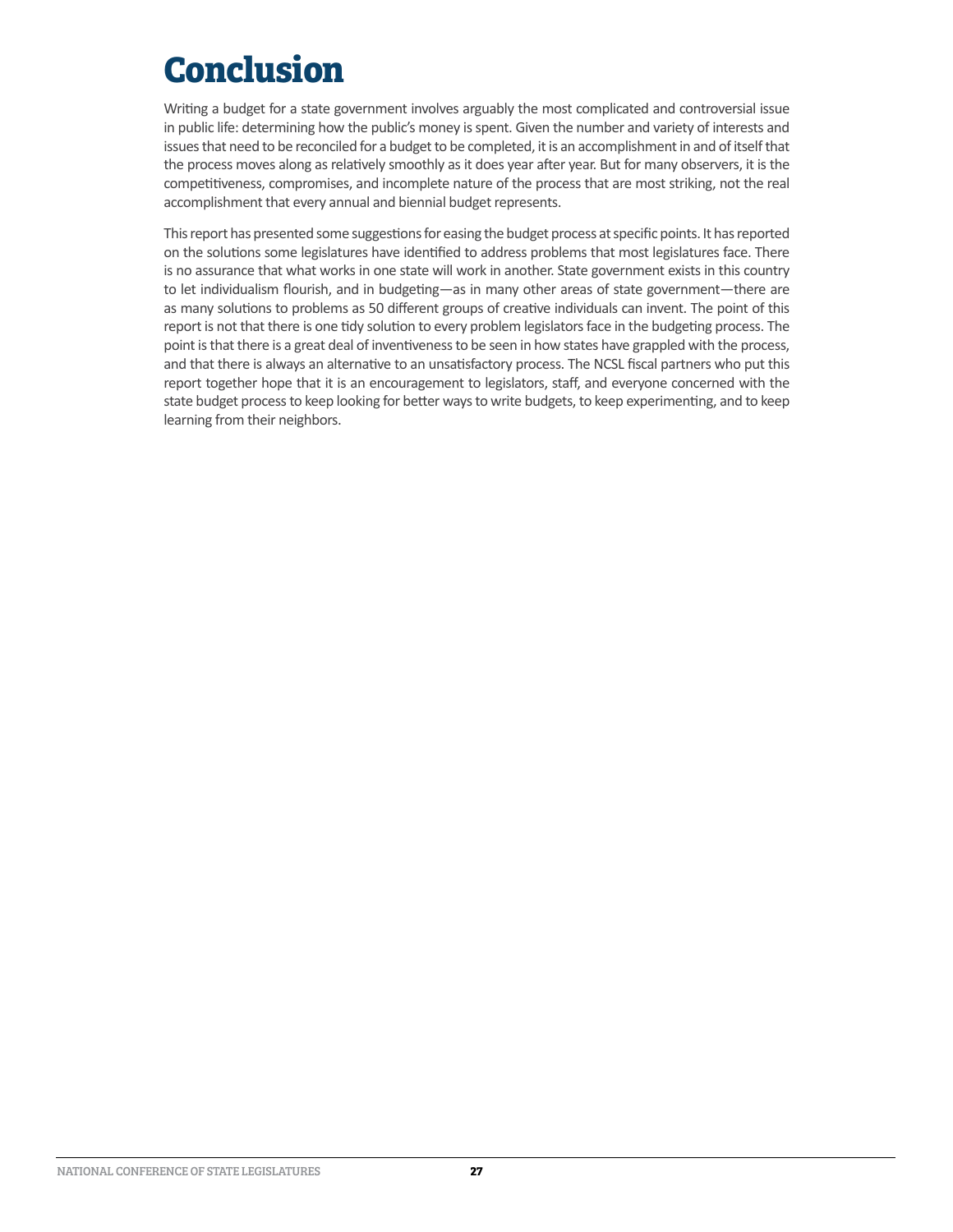# Conclusion

Writing a budget for a state government involves arguably the most complicated and controversial issue in public life: determining how the public's money is spent. Given the number and variety of interests and issues that need to be reconciled for a budget to be completed, it is an accomplishment in and of itself that the process moves along as relatively smoothly as it does year after year. But for many observers, it is the competitiveness, compromises, and incomplete nature of the process that are most striking, not the real accomplishment that every annual and biennial budget represents.

This report has presented some suggestions for easing the budget process at specific points. It has reported on the solutions some legislatures have identified to address problems that most legislatures face. There is no assurance that what works in one state will work in another. State government exists in this country to let individualism flourish, and in budgeting—as in many other areas of state government—there are as many solutions to problems as 50 different groups of creative individuals can invent. The point of this report is not that there is one tidy solution to every problem legislators face in the budgeting process. The point is that there is a great deal of inventiveness to be seen in how states have grappled with the process, and that there is always an alternative to an unsatisfactory process. The NCSL fiscal partners who put this report together hope that it is an encouragement to legislators, staff, and everyone concerned with the state budget process to keep looking for better ways to write budgets, to keep experimenting, and to keep learning from their neighbors.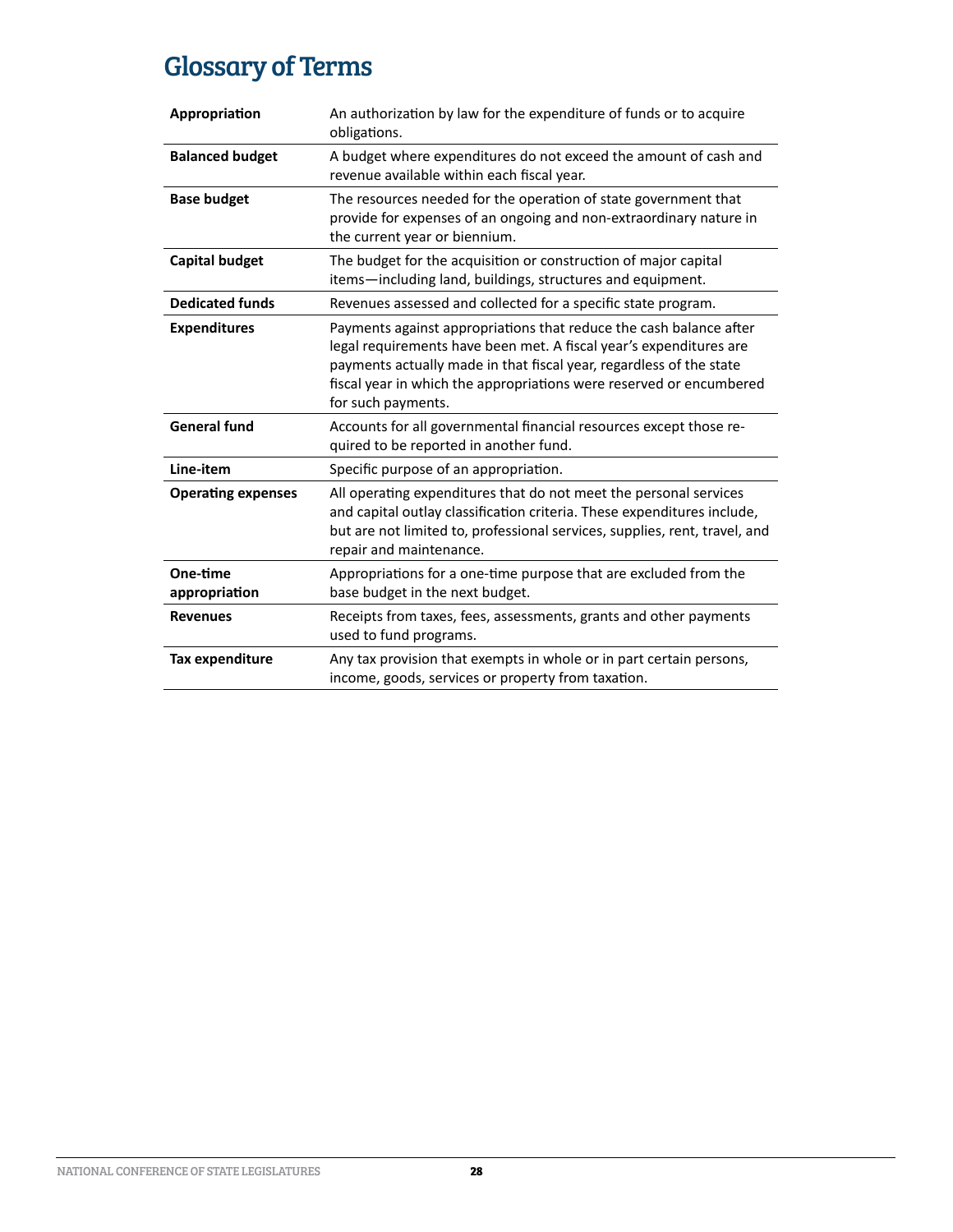# Glossary of Terms

| | |
|---|---|
| **Appropriation** | An authorization by law for the expenditure of funds or to acquire obligations. |
| **Balanced budget** | A budget where expenditures do not exceed the amount of cash and revenue available within each fiscal year. |
| **Base budget** | The resources needed for the operation of state government that provide for expenses of an ongoing and non-extraordinary nature in the current year or biennium. |
| **Capital budget** | The budget for the acquisition or construction of major capital items—including land, buildings, structures and equipment. |
| **Dedicated funds** | Revenues assessed and collected for a specific state program. |
| **Expenditures** | Payments against appropriations that reduce the cash balance after legal requirements have been met. A fiscal year's expenditures are payments actually made in that fiscal year, regardless of the state fiscal year in which the appropriations were reserved or encumbered for such payments. |
| **General fund** | Accounts for all governmental financial resources except those required to be reported in another fund. |
| **Line-item** | Specific purpose of an appropriation. |
| **Operating expenses** | All operating expenditures that do not meet the personal services and capital outlay classification criteria. These expenditures include, but are not limited to, professional services, supplies, rent, travel, and repair and maintenance. |
| **One-time appropriation** | Appropriations for a one-time purpose that are excluded from the base budget in the next budget. |
| **Revenues** | Receipts from taxes, fees, assessments, grants and other payments used to fund programs. |
| **Tax expenditure** | Any tax provision that exempts in whole or in part certain persons, income, goods, services or property from taxation. |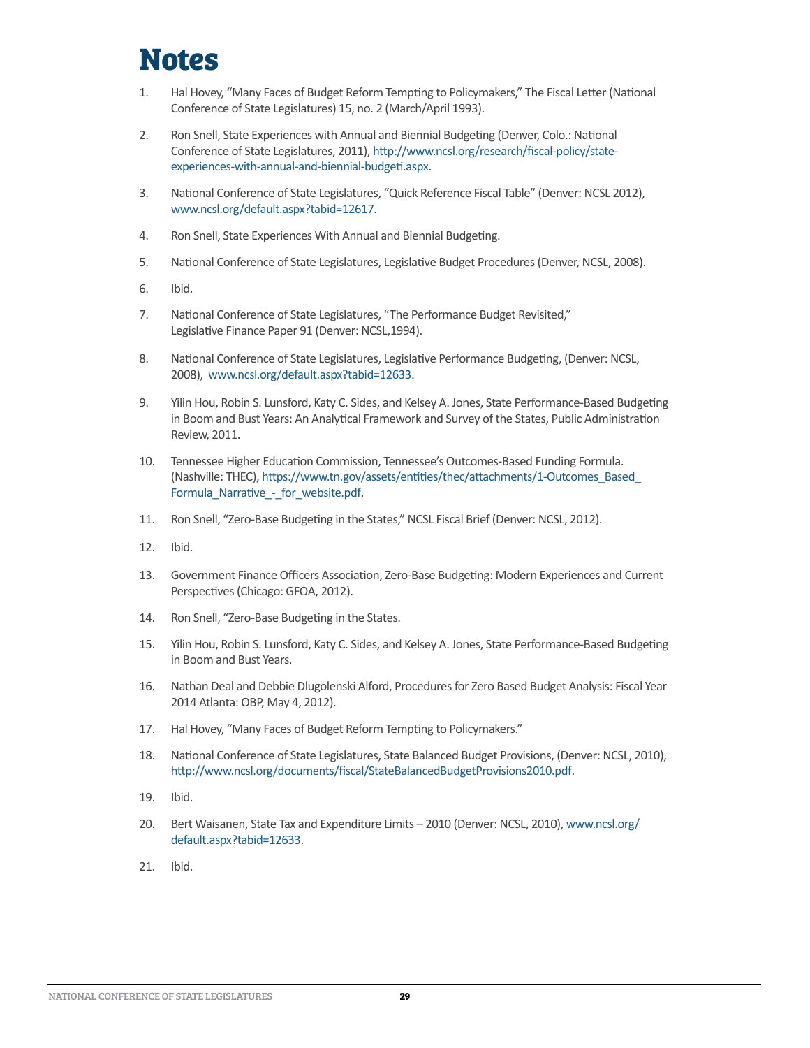# Notes

1. Hal Hovey, "Many Faces of Budget Reform Tempting to Policymakers," The Fiscal Letter (National Conference of State Legislatures) 15, no. 2 (March/April 1993).

2. Ron Snell, State Experiences with Annual and Biennial Budgeting (Denver, Colo.: National Conference of State Legislatures, 2011), http://www.ncsl.org/research/fiscal-policy/state-experiences-with-annual-and-biennial-budgeti.aspx.

3. National Conference of State Legislatures, "Quick Reference Fiscal Table" (Denver: NCSL 2012), www.ncsl.org/default.aspx?tabid=12617.

4. Ron Snell, State Experiences With Annual and Biennial Budgeting.

5. National Conference of State Legislatures, Legislative Budget Procedures (Denver, NCSL, 2008).

6. Ibid.

7. National Conference of State Legislatures, "The Performance Budget Revisited," Legislative Finance Paper 91 (Denver: NCSL,1994).

8. National Conference of State Legislatures, Legislative Performance Budgeting, (Denver: NCSL, 2008), www.ncsl.org/default.aspx?tabid=12633.

9. Yilin Hou, Robin S. Lunsford, Katy C. Sides, and Kelsey A. Jones, State Performance-Based Budgeting in Boom and Bust Years: An Analytical Framework and Survey of the States, Public Administration Review, 2011.

10. Tennessee Higher Education Commission, Tennessee's Outcomes-Based Funding Formula. (Nashville: THEC), https://www.tn.gov/assets/entities/thec/attachments/1-Outcomes_Based_Formula_Narrative_-_for_website.pdf.

11. Ron Snell, "Zero-Base Budgeting in the States," NCSL Fiscal Brief (Denver: NCSL, 2012).

12. Ibid.

13. Government Finance Officers Association, Zero-Base Budgeting: Modern Experiences and Current Perspectives (Chicago: GFOA, 2012).

14. Ron Snell, "Zero-Base Budgeting in the States.

15. Yilin Hou, Robin S. Lunsford, Katy C. Sides, and Kelsey A. Jones, State Performance-Based Budgeting in Boom and Bust Years.

16. Nathan Deal and Debbie Dlugolenski Alford, Procedures for Zero Based Budget Analysis: Fiscal Year 2014 Atlanta: OBP, May 4, 2012).

17. Hal Hovey, "Many Faces of Budget Reform Tempting to Policymakers."

18. National Conference of State Legislatures, State Balanced Budget Provisions, (Denver: NCSL, 2010), http://www.ncsl.org/documents/fiscal/StateBalancedBudgetProvisions2010.pdf.

19. Ibid.

20. Bert Waisanen, State Tax and Expenditure Limits – 2010 (Denver: NCSL, 2010), www.ncsl.org/default.aspx?tabid=12633.

21. Ibid.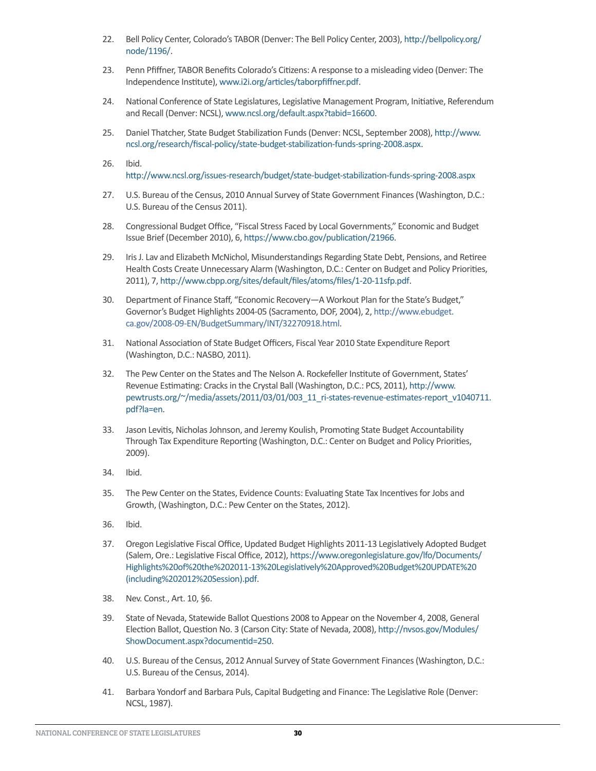22. Bell Policy Center, Colorado's TABOR (Denver: The Bell Policy Center, 2003), http://bellpolicy.org/node/1196/.

23. Penn Pfiffner, TABOR Benefits Colorado's Citizens: A response to a misleading video (Denver: The Independence Institute), www.i2i.org/articles/taborpfiffner.pdf.

24. National Conference of State Legislatures, Legislative Management Program, Initiative, Referendum and Recall (Denver: NCSL), www.ncsl.org/default.aspx?tabid=16600.

25. Daniel Thatcher, State Budget Stabilization Funds (Denver: NCSL, September 2008), http://www.ncsl.org/research/fiscal-policy/state-budget-stabilization-funds-spring-2008.aspx.

26. Ibid. http://www.ncsl.org/issues-research/budget/state-budget-stabilization-funds-spring-2008.aspx

27. U.S. Bureau of the Census, 2010 Annual Survey of State Government Finances (Washington, D.C.: U.S. Bureau of the Census 2011).

28. Congressional Budget Office, "Fiscal Stress Faced by Local Governments," Economic and Budget Issue Brief (December 2010), 6, https://www.cbo.gov/publication/21966.

29. Iris J. Lav and Elizabeth McNichol, Misunderstandings Regarding State Debt, Pensions, and Retiree Health Costs Create Unnecessary Alarm (Washington, D.C.: Center on Budget and Policy Priorities, 2011), 7, http://www.cbpp.org/sites/default/files/atoms/files/1-20-11sfp.pdf.

30. Department of Finance Staff, "Economic Recovery—A Workout Plan for the State's Budget," Governor's Budget Highlights 2004-05 (Sacramento, DOF, 2004), 2, http://www.ebudget.ca.gov/2008-09-EN/BudgetSummary/INT/32270918.html.

31. National Association of State Budget Officers, Fiscal Year 2010 State Expenditure Report (Washington, D.C.: NASBO, 2011).

32. The Pew Center on the States and The Nelson A. Rockefeller Institute of Government, States' Revenue Estimating: Cracks in the Crystal Ball (Washington, D.C.: PCS, 2011), http://www.pewtrusts.org/~/media/assets/2011/03/01/003_11_ri-states-revenue-estimates-report_v1040711.pdf?la=en.

33. Jason Levitis, Nicholas Johnson, and Jeremy Koulish, Promoting State Budget Accountability Through Tax Expenditure Reporting (Washington, D.C.: Center on Budget and Policy Priorities, 2009).

34. Ibid.

35. The Pew Center on the States, Evidence Counts: Evaluating State Tax Incentives for Jobs and Growth, (Washington, D.C.: Pew Center on the States, 2012).

36. Ibid.

37. Oregon Legislative Fiscal Office, Updated Budget Highlights 2011-13 Legislatively Adopted Budget (Salem, Ore.: Legislative Fiscal Office, 2012), https://www.oregonlegislature.gov/lfo/Documents/Highlights%20of%20the%202011-13%20Legislatively%20Approved%20Budget%20UPDATE%20(including%202012%20Session).pdf.

38. Nev. Const., Art. 10, §6.

39. State of Nevada, Statewide Ballot Questions 2008 to Appear on the November 4, 2008, General Election Ballot, Question No. 3 (Carson City: State of Nevada, 2008), http://nvsos.gov/Modules/ShowDocument.aspx?documentid=250.

40. U.S. Bureau of the Census, 2012 Annual Survey of State Government Finances (Washington, D.C.: U.S. Bureau of the Census, 2014).

41. Barbara Yondorf and Barbara Puls, Capital Budgeting and Finance: The Legislative Role (Denver: NCSL, 1987).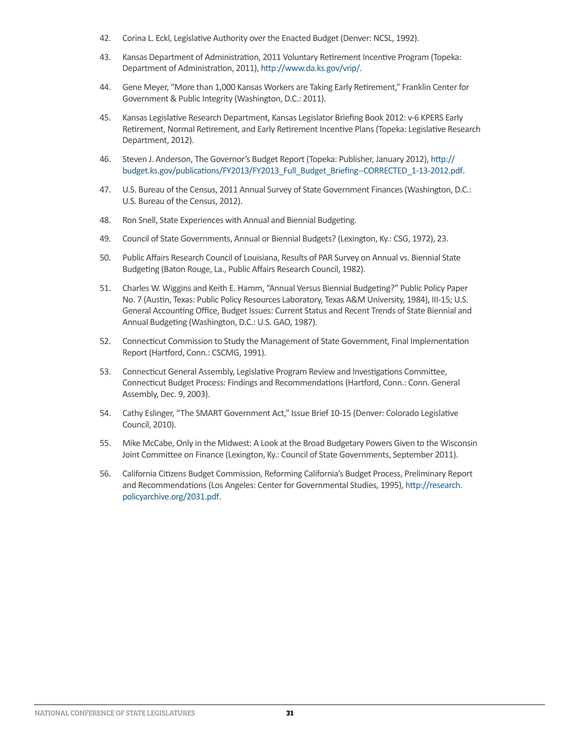42. Corina L. Eckl, Legislative Authority over the Enacted Budget (Denver: NCSL, 1992).

43. Kansas Department of Administration, 2011 Voluntary Retirement Incentive Program (Topeka: Department of Administration, 2011), http://www.da.ks.gov/vrip/.

44. Gene Meyer, "More than 1,000 Kansas Workers are Taking Early Retirement," Franklin Center for Government & Public Integrity (Washington, D.C.: 2011).

45. Kansas Legislative Research Department, Kansas Legislator Briefing Book 2012: v-6 KPERS Early Retirement, Normal Retirement, and Early Retirement Incentive Plans (Topeka: Legislative Research Department, 2012).

46. Steven J. Anderson, The Governor's Budget Report (Topeka: Publisher, January 2012), http://budget.ks.gov/publications/FY2013/FY2013_Full_Budget_Briefing--CORRECTED_1-13-2012.pdf.

47. U.S. Bureau of the Census, 2011 Annual Survey of State Government Finances (Washington, D.C.: U.S. Bureau of the Census, 2012).

48. Ron Snell, State Experiences with Annual and Biennial Budgeting.

49. Council of State Governments, Annual or Biennial Budgets? (Lexington, Ky.: CSG, 1972), 23.

50. Public Affairs Research Council of Louisiana, Results of PAR Survey on Annual vs. Biennial State Budgeting (Baton Rouge, La., Public Affairs Research Council, 1982).

51. Charles W. Wiggins and Keith E. Hamm, "Annual Versus Biennial Budgeting?" Public Policy Paper No. 7 (Austin, Texas: Public Policy Resources Laboratory, Texas A&M University, 1984), III-15; U.S. General Accounting Office, Budget Issues: Current Status and Recent Trends of State Biennial and Annual Budgeting (Washington, D.C.: U.S. GAO, 1987).

52. Connecticut Commission to Study the Management of State Government, Final Implementation Report (Hartford, Conn.: CSCMG, 1991).

53. Connecticut General Assembly, Legislative Program Review and Investigations Committee, Connecticut Budget Process: Findings and Recommendations (Hartford, Conn.: Conn. General Assembly, Dec. 9, 2003).

54. Cathy Eslinger, "The SMART Government Act," Issue Brief 10-15 (Denver: Colorado Legislative Council, 2010).

55. Mike McCabe, Only in the Midwest: A Look at the Broad Budgetary Powers Given to the Wisconsin Joint Committee on Finance (Lexington, Ky.: Council of State Governments, September 2011).

56. California Citizens Budget Commission, Reforming California's Budget Process, Preliminary Report and Recommendations (Los Angeles: Center for Governmental Studies, 1995), http://research.policyarchive.org/2031.pdf.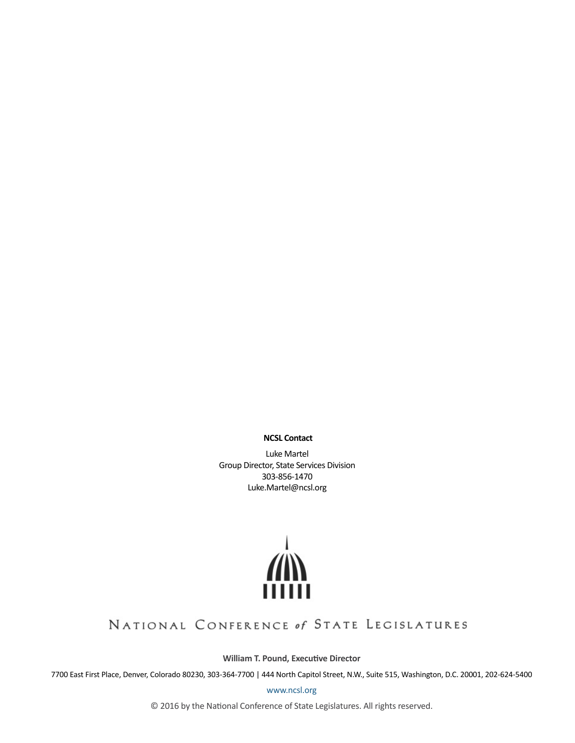**NCSL Contact**

Luke Martel
Group Director, State Services Division
303-856-1470
Luke.Martel@ncsl.org

NATIONAL CONFERENCE *of* STATE LEGISLATURES

**William T. Pound, Executive Director**

7700 East First Place, Denver, Colorado 80230, 303-364-7700 | 444 North Capitol Street, N.W., Suite 515, Washington, D.C. 20001, 202-624-5400

www.ncsl.org

© 2016 by the National Conference of State Legislatures. All rights reserved.